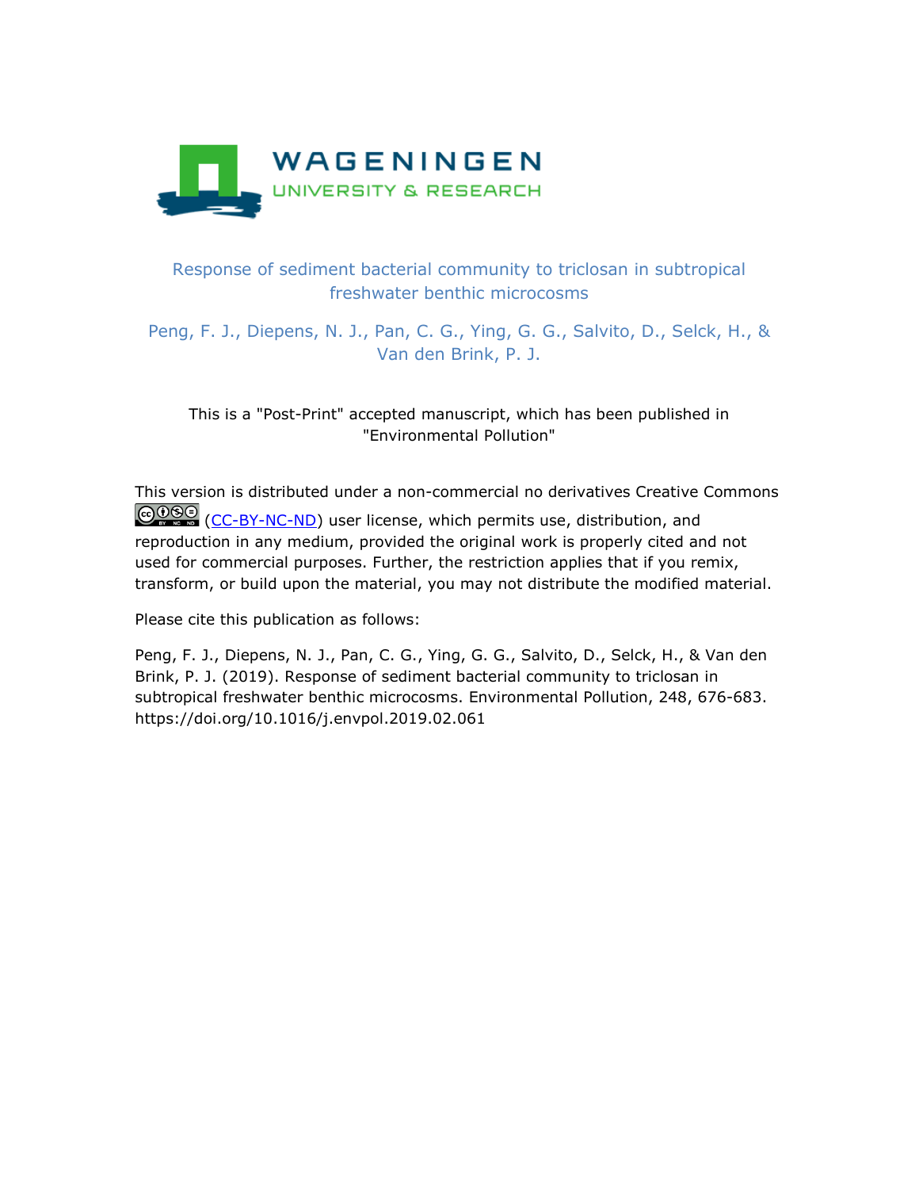WAGENINGEN
UNIVERSITY & RESEARCH

# Response of sediment bacterial community to triclosan in subtropical freshwater benthic microcosms

Peng, F. J., Diepens, N. J., Pan, C. G., Ying, G. G., Salvito, D., Selck, H., & Van den Brink, P. J.

This is a "Post-Print" accepted manuscript, which has been published in "Environmental Pollution"

This version is distributed under a non-commercial no derivatives Creative Commons (CC-BY-NC-ND) user license, which permits use, distribution, and reproduction in any medium, provided the original work is properly cited and not used for commercial purposes. Further, the restriction applies that if you remix, transform, or build upon the material, you may not distribute the modified material.

Please cite this publication as follows:

Peng, F. J., Diepens, N. J., Pan, C. G., Ying, G. G., Salvito, D., Selck, H., & Van den Brink, P. J. (2019). Response of sediment bacterial community to triclosan in subtropical freshwater benthic microcosms. Environmental Pollution, 248, 676-683. https://doi.org/10.1016/j.envpol.2019.02.061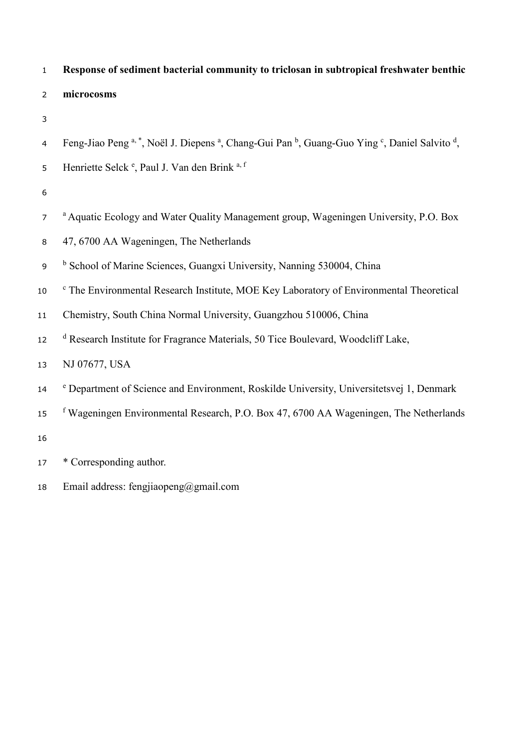# Response of sediment bacterial community to triclosan in subtropical freshwater benthic microcosms

Feng-Jiao Peng [a, *], Noël J. Diepens [a], Chang-Gui Pan [b], Guang-Guo Ying [c], Daniel Salvito [d], Henriette Selck [e], Paul J. Van den Brink [a, f]

[a] Aquatic Ecology and Water Quality Management group, Wageningen University, P.O. Box 47, 6700 AA Wageningen, The Netherlands

[b] School of Marine Sciences, Guangxi University, Nanning 530004, China

[c] The Environmental Research Institute, MOE Key Laboratory of Environmental Theoretical Chemistry, South China Normal University, Guangzhou 510006, China

[d] Research Institute for Fragrance Materials, 50 Tice Boulevard, Woodcliff Lake, NJ 07677, USA

[e] Department of Science and Environment, Roskilde University, Universitetsvej 1, Denmark

[f] Wageningen Environmental Research, P.O. Box 47, 6700 AA Wageningen, The Netherlands

* Corresponding author.

Email address: fengjiaopeng@gmail.com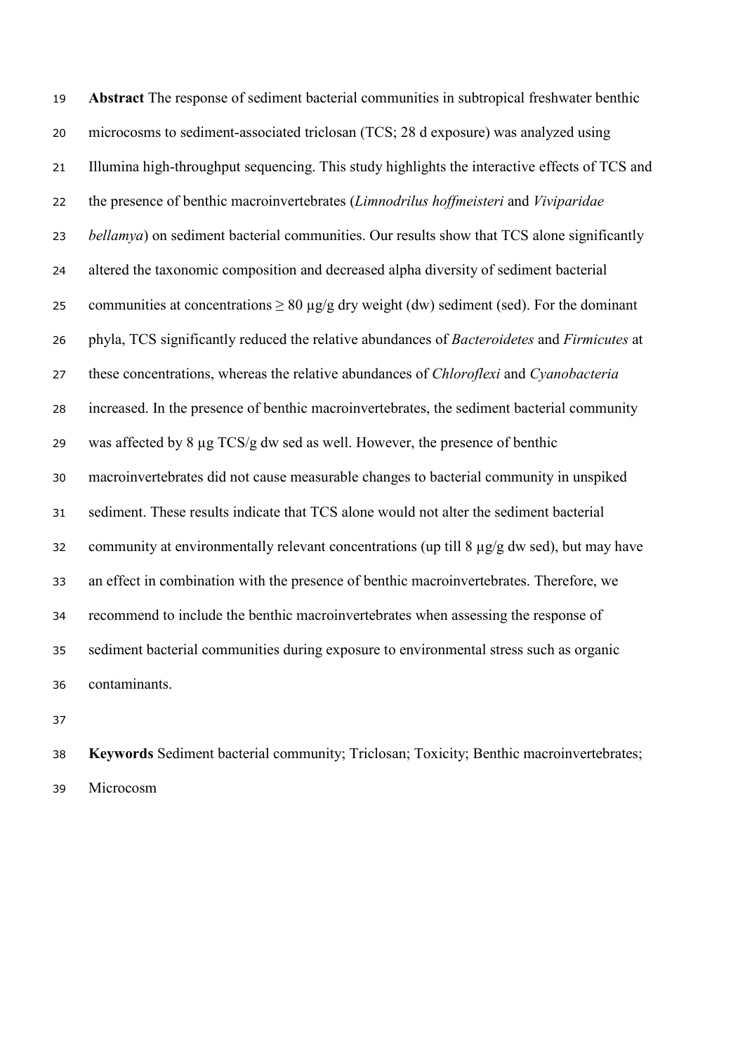**Abstract** The response of sediment bacterial communities in subtropical freshwater benthic microcosms to sediment-associated triclosan (TCS; 28 d exposure) was analyzed using Illumina high-throughput sequencing. This study highlights the interactive effects of TCS and the presence of benthic macroinvertebrates (*Limnodrilus hoffmeisteri* and *Viviparidae bellamya*) on sediment bacterial communities. Our results show that TCS alone significantly altered the taxonomic composition and decreased alpha diversity of sediment bacterial communities at concentrations ≥ 80 µg/g dry weight (dw) sediment (sed). For the dominant phyla, TCS significantly reduced the relative abundances of *Bacteroidetes* and *Firmicutes* at these concentrations, whereas the relative abundances of *Chloroflexi* and *Cyanobacteria* increased. In the presence of benthic macroinvertebrates, the sediment bacterial community was affected by 8 µg TCS/g dw sed as well. However, the presence of benthic macroinvertebrates did not cause measurable changes to bacterial community in unspiked sediment. These results indicate that TCS alone would not alter the sediment bacterial community at environmentally relevant concentrations (up till 8 µg/g dw sed), but may have an effect in combination with the presence of benthic macroinvertebrates. Therefore, we recommend to include the benthic macroinvertebrates when assessing the response of sediment bacterial communities during exposure to environmental stress such as organic contaminants.

**Keywords** Sediment bacterial community; Triclosan; Toxicity; Benthic macroinvertebrates; Microcosm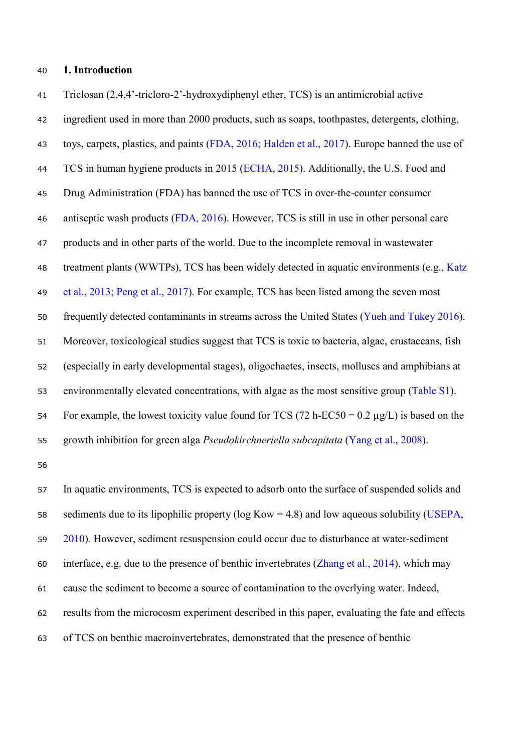## 1. Introduction

Triclosan (2,4,4'-tricloro-2'-hydroxydiphenyl ether, TCS) is an antimicrobial active ingredient used in more than 2000 products, such as soaps, toothpastes, detergents, clothing, toys, carpets, plastics, and paints (FDA, 2016; Halden et al., 2017). Europe banned the use of TCS in human hygiene products in 2015 (ECHA, 2015). Additionally, the U.S. Food and Drug Administration (FDA) has banned the use of TCS in over-the-counter consumer antiseptic wash products (FDA, 2016). However, TCS is still in use in other personal care products and in other parts of the world. Due to the incomplete removal in wastewater treatment plants (WWTPs), TCS has been widely detected in aquatic environments (e.g., Katz et al., 2013; Peng et al., 2017). For example, TCS has been listed among the seven most frequently detected contaminants in streams across the United States (Yueh and Tukey 2016). Moreover, toxicological studies suggest that TCS is toxic to bacteria, algae, crustaceans, fish (especially in early developmental stages), oligochaetes, insects, molluscs and amphibians at environmentally elevated concentrations, with algae as the most sensitive group (Table S1). For example, the lowest toxicity value found for TCS (72 h-EC50 = 0.2 μg/L) is based on the growth inhibition for green alga *Pseudokirchneriella subcapitata* (Yang et al., 2008).

In aquatic environments, TCS is expected to adsorb onto the surface of suspended solids and sediments due to its lipophilic property (log Kow = 4.8) and low aqueous solubility (USEPA, 2010). However, sediment resuspension could occur due to disturbance at water-sediment interface, e.g. due to the presence of benthic invertebrates (Zhang et al., 2014), which may cause the sediment to become a source of contamination to the overlying water. Indeed, results from the microcosm experiment described in this paper, evaluating the fate and effects of TCS on benthic macroinvertebrates, demonstrated that the presence of benthic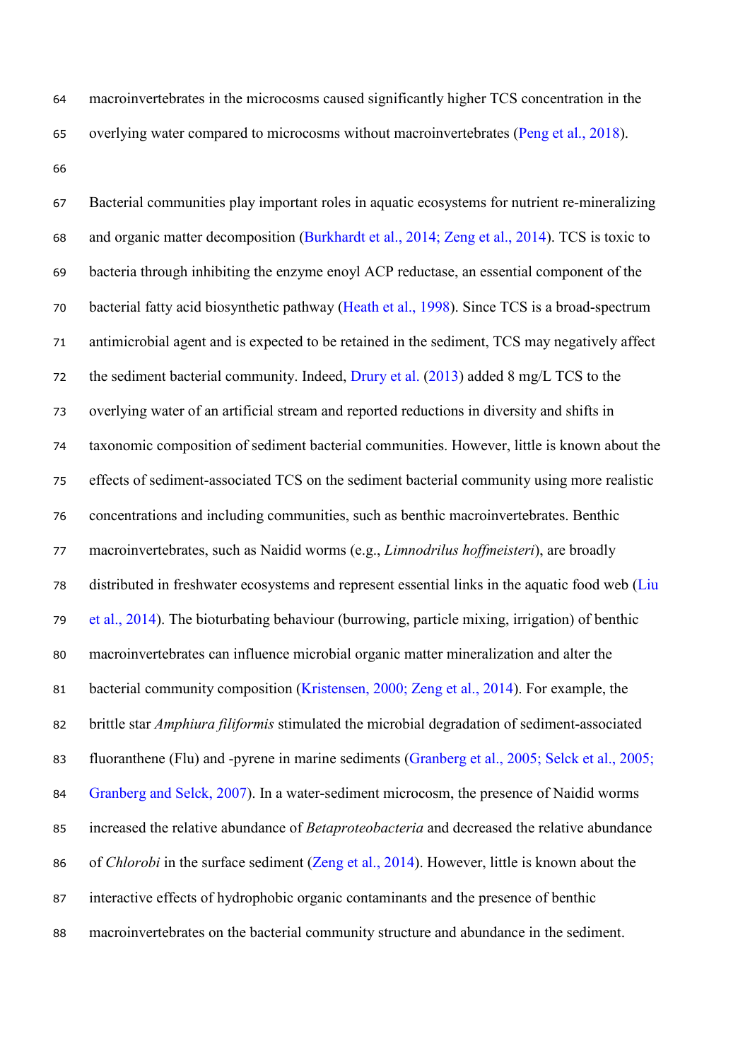macroinvertebrates in the microcosms caused significantly higher TCS concentration in the overlying water compared to microcosms without macroinvertebrates (Peng et al., 2018).

Bacterial communities play important roles in aquatic ecosystems for nutrient re-mineralizing and organic matter decomposition (Burkhardt et al., 2014; Zeng et al., 2014). TCS is toxic to bacteria through inhibiting the enzyme enoyl ACP reductase, an essential component of the bacterial fatty acid biosynthetic pathway (Heath et al., 1998). Since TCS is a broad-spectrum antimicrobial agent and is expected to be retained in the sediment, TCS may negatively affect the sediment bacterial community. Indeed, Drury et al. (2013) added 8 mg/L TCS to the overlying water of an artificial stream and reported reductions in diversity and shifts in taxonomic composition of sediment bacterial communities. However, little is known about the effects of sediment-associated TCS on the sediment bacterial community using more realistic concentrations and including communities, such as benthic macroinvertebrates. Benthic macroinvertebrates, such as Naidid worms (e.g., *Limnodrilus hoffmeisteri*), are broadly distributed in freshwater ecosystems and represent essential links in the aquatic food web (Liu et al., 2014). The bioturbating behaviour (burrowing, particle mixing, irrigation) of benthic macroinvertebrates can influence microbial organic matter mineralization and alter the bacterial community composition (Kristensen, 2000; Zeng et al., 2014). For example, the brittle star *Amphiura filiformis* stimulated the microbial degradation of sediment-associated fluoranthene (Flu) and -pyrene in marine sediments (Granberg et al., 2005; Selck et al., 2005; Granberg and Selck, 2007). In a water-sediment microcosm, the presence of Naidid worms increased the relative abundance of *Betaproteobacteria* and decreased the relative abundance of *Chlorobi* in the surface sediment (Zeng et al., 2014). However, little is known about the interactive effects of hydrophobic organic contaminants and the presence of benthic macroinvertebrates on the bacterial community structure and abundance in the sediment.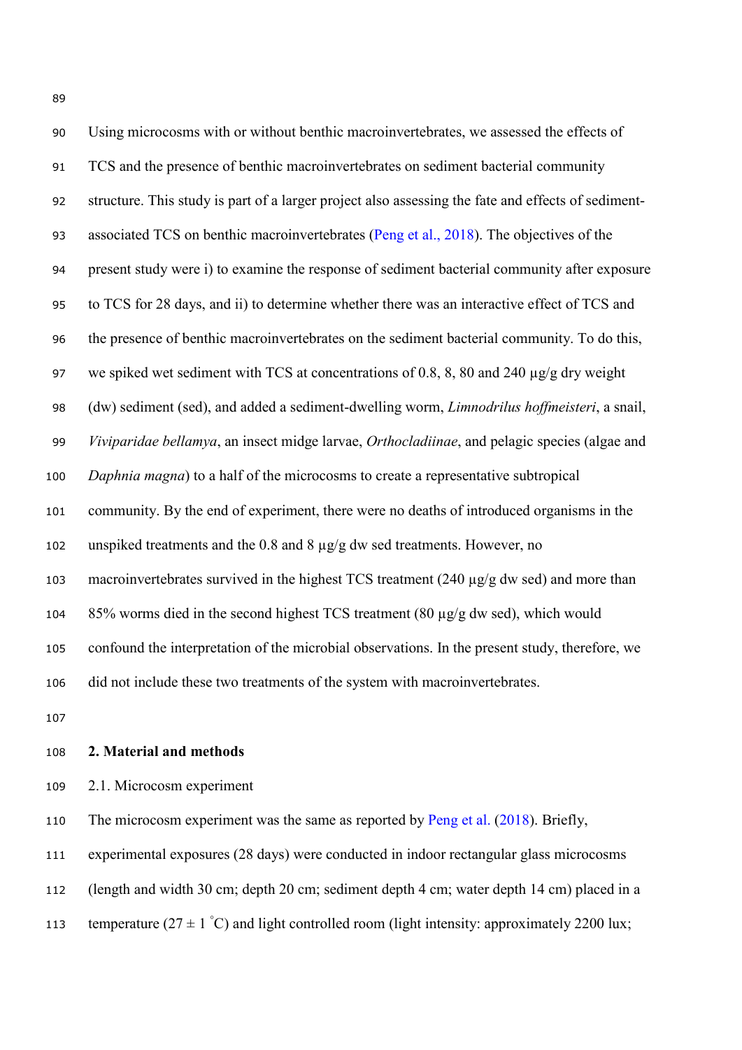Using microcosms with or without benthic macroinvertebrates, we assessed the effects of TCS and the presence of benthic macroinvertebrates on sediment bacterial community structure. This study is part of a larger project also assessing the fate and effects of sediment-associated TCS on benthic macroinvertebrates (Peng et al., 2018). The objectives of the present study were i) to examine the response of sediment bacterial community after exposure to TCS for 28 days, and ii) to determine whether there was an interactive effect of TCS and the presence of benthic macroinvertebrates on the sediment bacterial community. To do this, we spiked wet sediment with TCS at concentrations of 0.8, 8, 80 and 240 μg/g dry weight (dw) sediment (sed), and added a sediment-dwelling worm, *Limnodrilus hoffmeisteri*, a snail, *Viviparidae bellamya*, an insect midge larvae, *Orthocladiinae*, and pelagic species (algae and *Daphnia magna*) to a half of the microcosms to create a representative subtropical community. By the end of experiment, there were no deaths of introduced organisms in the unspiked treatments and the 0.8 and 8 μg/g dw sed treatments. However, no macroinvertebrates survived in the highest TCS treatment (240 μg/g dw sed) and more than 85% worms died in the second highest TCS treatment (80 μg/g dw sed), which would confound the interpretation of the microbial observations. In the present study, therefore, we did not include these two treatments of the system with macroinvertebrates.

## 2. Material and methods

### 2.1. Microcosm experiment

The microcosm experiment was the same as reported by Peng et al. (2018). Briefly, experimental exposures (28 days) were conducted in indoor rectangular glass microcosms (length and width 30 cm; depth 20 cm; sediment depth 4 cm; water depth 14 cm) placed in a temperature (27 ± 1 °C) and light controlled room (light intensity: approximately 2200 lux;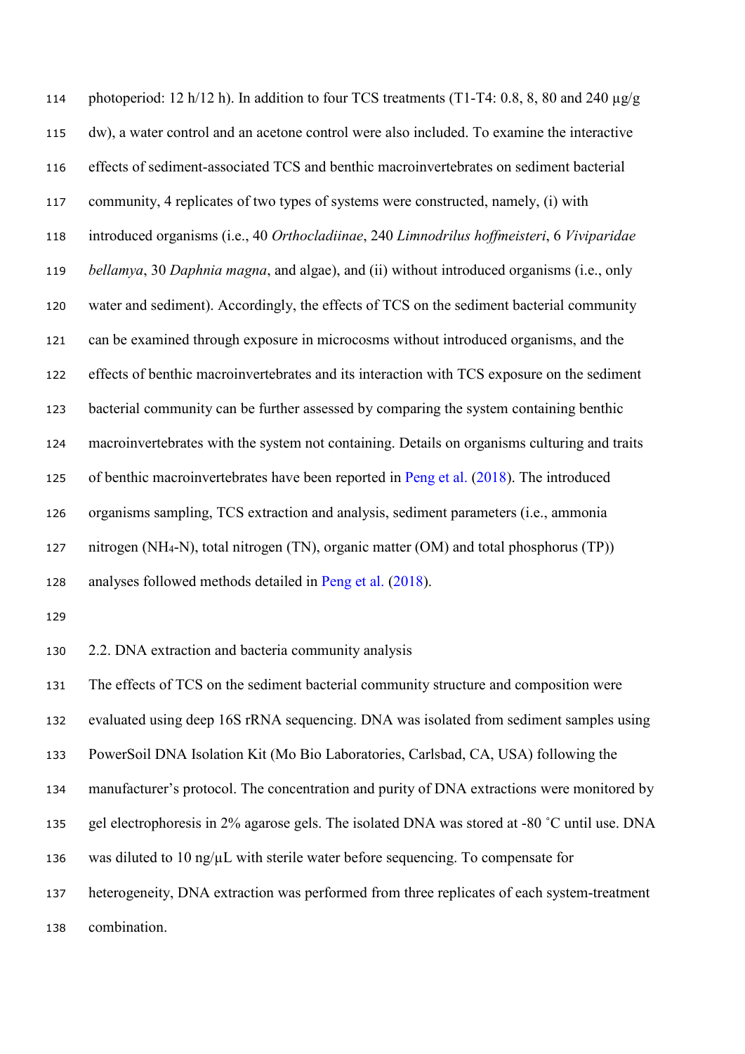photoperiod: 12 h/12 h). In addition to four TCS treatments (T1-T4: 0.8, 8, 80 and 240 μg/g dw), a water control and an acetone control were also included. To examine the interactive effects of sediment-associated TCS and benthic macroinvertebrates on sediment bacterial community, 4 replicates of two types of systems were constructed, namely, (i) with introduced organisms (i.e., 40 *Orthocladiinae*, 240 *Limnodrilus hoffmeisteri*, 6 *Viviparidae bellamya*, 30 *Daphnia magna*, and algae), and (ii) without introduced organisms (i.e., only water and sediment). Accordingly, the effects of TCS on the sediment bacterial community can be examined through exposure in microcosms without introduced organisms, and the effects of benthic macroinvertebrates and its interaction with TCS exposure on the sediment bacterial community can be further assessed by comparing the system containing benthic macroinvertebrates with the system not containing. Details on organisms culturing and traits of benthic macroinvertebrates have been reported in Peng et al. (2018). The introduced organisms sampling, TCS extraction and analysis, sediment parameters (i.e., ammonia nitrogen ($NH_4$-N), total nitrogen (TN), organic matter (OM) and total phosphorus (TP)) analyses followed methods detailed in Peng et al. (2018).

## 2.2. DNA extraction and bacteria community analysis

The effects of TCS on the sediment bacterial community structure and composition were evaluated using deep 16S rRNA sequencing. DNA was isolated from sediment samples using PowerSoil DNA Isolation Kit (Mo Bio Laboratories, Carlsbad, CA, USA) following the manufacturer's protocol. The concentration and purity of DNA extractions were monitored by gel electrophoresis in 2% agarose gels. The isolated DNA was stored at -80 ˚C until use. DNA was diluted to 10 ng/μL with sterile water before sequencing. To compensate for heterogeneity, DNA extraction was performed from three replicates of each system-treatment combination.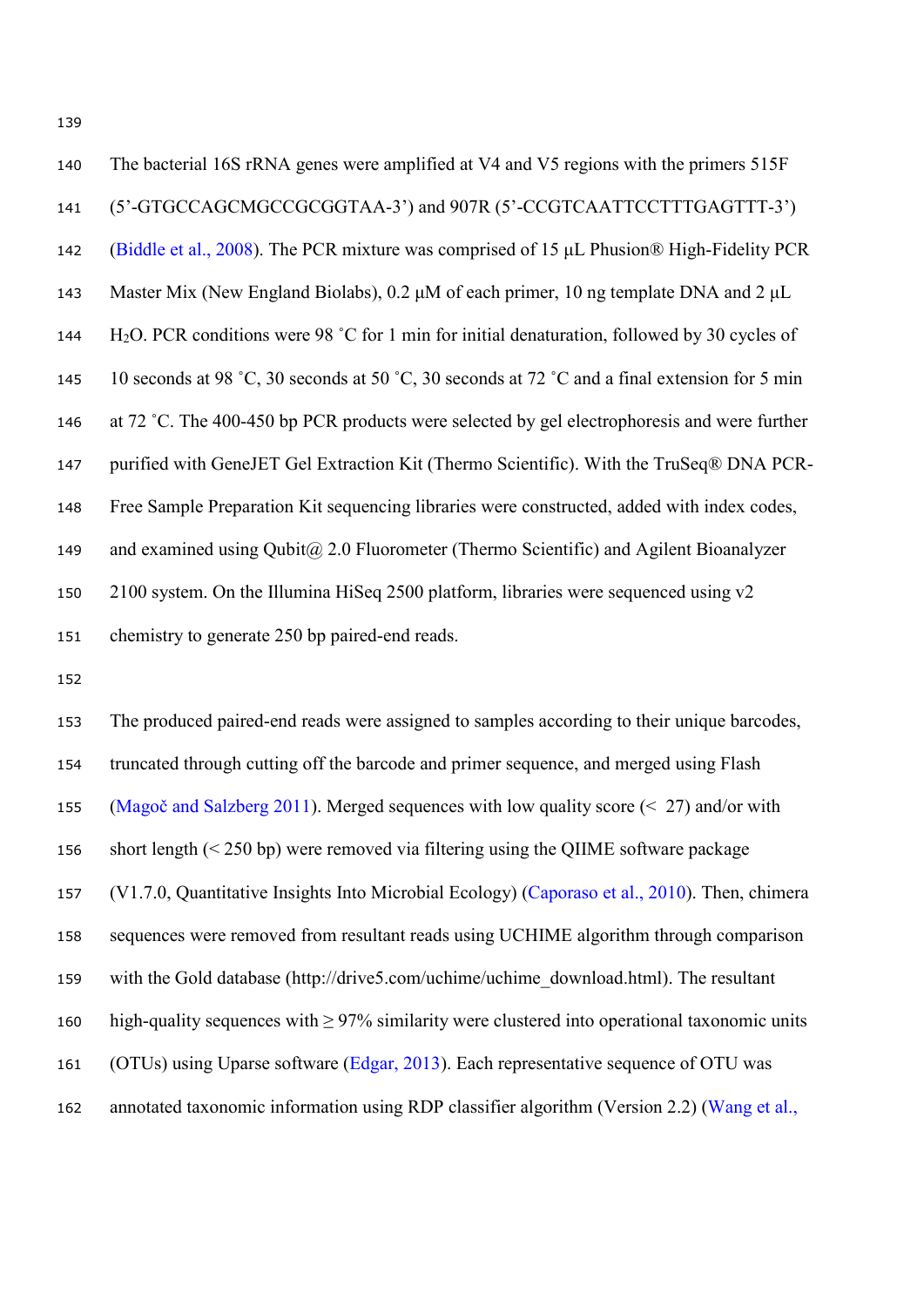The bacterial 16S rRNA genes were amplified at V4 and V5 regions with the primers 515F (5'-GTGCCAGCMGCCGCGGTAA-3') and 907R (5'-CCGTCAATTCCTTTGAGTTT-3') (Biddle et al., 2008). The PCR mixture was comprised of 15 μL Phusion® High-Fidelity PCR Master Mix (New England Biolabs), 0.2 μM of each primer, 10 ng template DNA and 2 μL $H_2O$. PCR conditions were 98 ˚C for 1 min for initial denaturation, followed by 30 cycles of 10 seconds at 98 ˚C, 30 seconds at 50 ˚C, 30 seconds at 72 ˚C and a final extension for 5 min at 72 ˚C. The 400-450 bp PCR products were selected by gel electrophoresis and were further purified with GeneJET Gel Extraction Kit (Thermo Scientific). With the TruSeq® DNA PCR-Free Sample Preparation Kit sequencing libraries were constructed, added with index codes, and examined using Qubit@ 2.0 Fluorometer (Thermo Scientific) and Agilent Bioanalyzer 2100 system. On the Illumina HiSeq 2500 platform, libraries were sequenced using v2 chemistry to generate 250 bp paired-end reads.

The produced paired-end reads were assigned to samples according to their unique barcodes, truncated through cutting off the barcode and primer sequence, and merged using Flash (Magoč and Salzberg 2011). Merged sequences with low quality score (< 27) and/or with short length (< 250 bp) were removed via filtering using the QIIME software package (V1.7.0, Quantitative Insights Into Microbial Ecology) (Caporaso et al., 2010). Then, chimera sequences were removed from resultant reads using UCHIME algorithm through comparison with the Gold database (http://drive5.com/uchime/uchime_download.html). The resultant high-quality sequences with ≥ 97% similarity were clustered into operational taxonomic units (OTUs) using Uparse software (Edgar, 2013). Each representative sequence of OTU was annotated taxonomic information using RDP classifier algorithm (Version 2.2) (Wang et al.,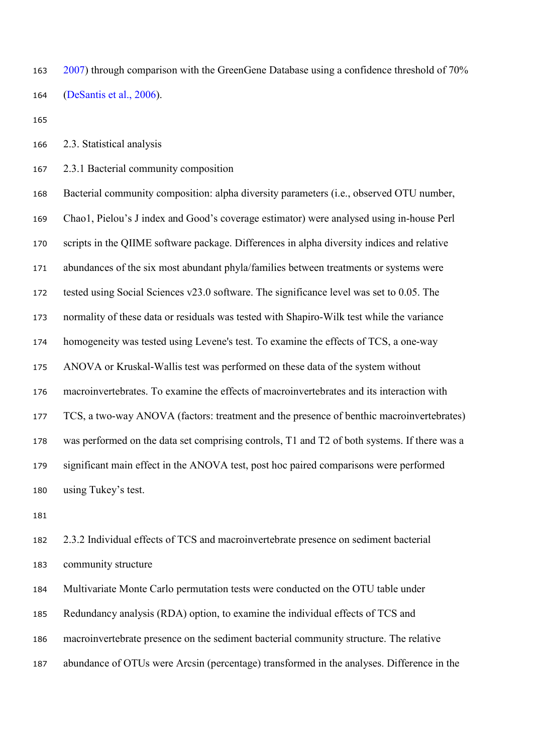2007) through comparison with the GreenGene Database using a confidence threshold of 70% (DeSantis et al., 2006).

## 2.3. Statistical analysis

### 2.3.1 Bacterial community composition

Bacterial community composition: alpha diversity parameters (i.e., observed OTU number, Chao1, Pielou's J index and Good's coverage estimator) were analysed using in-house Perl scripts in the QIIME software package. Differences in alpha diversity indices and relative abundances of the six most abundant phyla/families between treatments or systems were tested using Social Sciences v23.0 software. The significance level was set to 0.05. The normality of these data or residuals was tested with Shapiro-Wilk test while the variance homogeneity was tested using Levene's test. To examine the effects of TCS, a one-way ANOVA or Kruskal-Wallis test was performed on these data of the system without macroinvertebrates. To examine the effects of macroinvertebrates and its interaction with TCS, a two-way ANOVA (factors: treatment and the presence of benthic macroinvertebrates) was performed on the data set comprising controls, T1 and T2 of both systems. If there was a significant main effect in the ANOVA test, post hoc paired comparisons were performed using Tukey's test.

### 2.3.2 Individual effects of TCS and macroinvertebrate presence on sediment bacterial community structure

Multivariate Monte Carlo permutation tests were conducted on the OTU table under Redundancy analysis (RDA) option, to examine the individual effects of TCS and macroinvertebrate presence on the sediment bacterial community structure. The relative abundance of OTUs were Arcsin (percentage) transformed in the analyses. Difference in the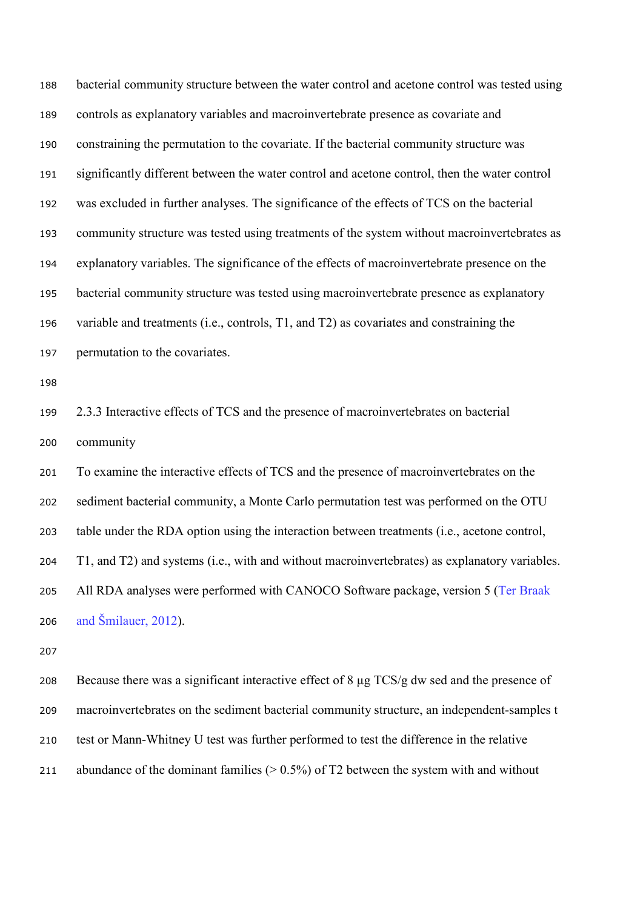bacterial community structure between the water control and acetone control was tested using controls as explanatory variables and macroinvertebrate presence as covariate and constraining the permutation to the covariate. If the bacterial community structure was significantly different between the water control and acetone control, then the water control was excluded in further analyses. The significance of the effects of TCS on the bacterial community structure was tested using treatments of the system without macroinvertebrates as explanatory variables. The significance of the effects of macroinvertebrate presence on the bacterial community structure was tested using macroinvertebrate presence as explanatory variable and treatments (i.e., controls, T1, and T2) as covariates and constraining the permutation to the covariates.

### 2.3.3 Interactive effects of TCS and the presence of macroinvertebrates on bacterial community

To examine the interactive effects of TCS and the presence of macroinvertebrates on the sediment bacterial community, a Monte Carlo permutation test was performed on the OTU table under the RDA option using the interaction between treatments (i.e., acetone control, T1, and T2) and systems (i.e., with and without macroinvertebrates) as explanatory variables. All RDA analyses were performed with CANOCO Software package, version 5 (Ter Braak and Šmilauer, 2012).

Because there was a significant interactive effect of 8 µg TCS/g dw sed and the presence of macroinvertebrates on the sediment bacterial community structure, an independent-samples t test or Mann-Whitney U test was further performed to test the difference in the relative abundance of the dominant families (> 0.5%) of T2 between the system with and without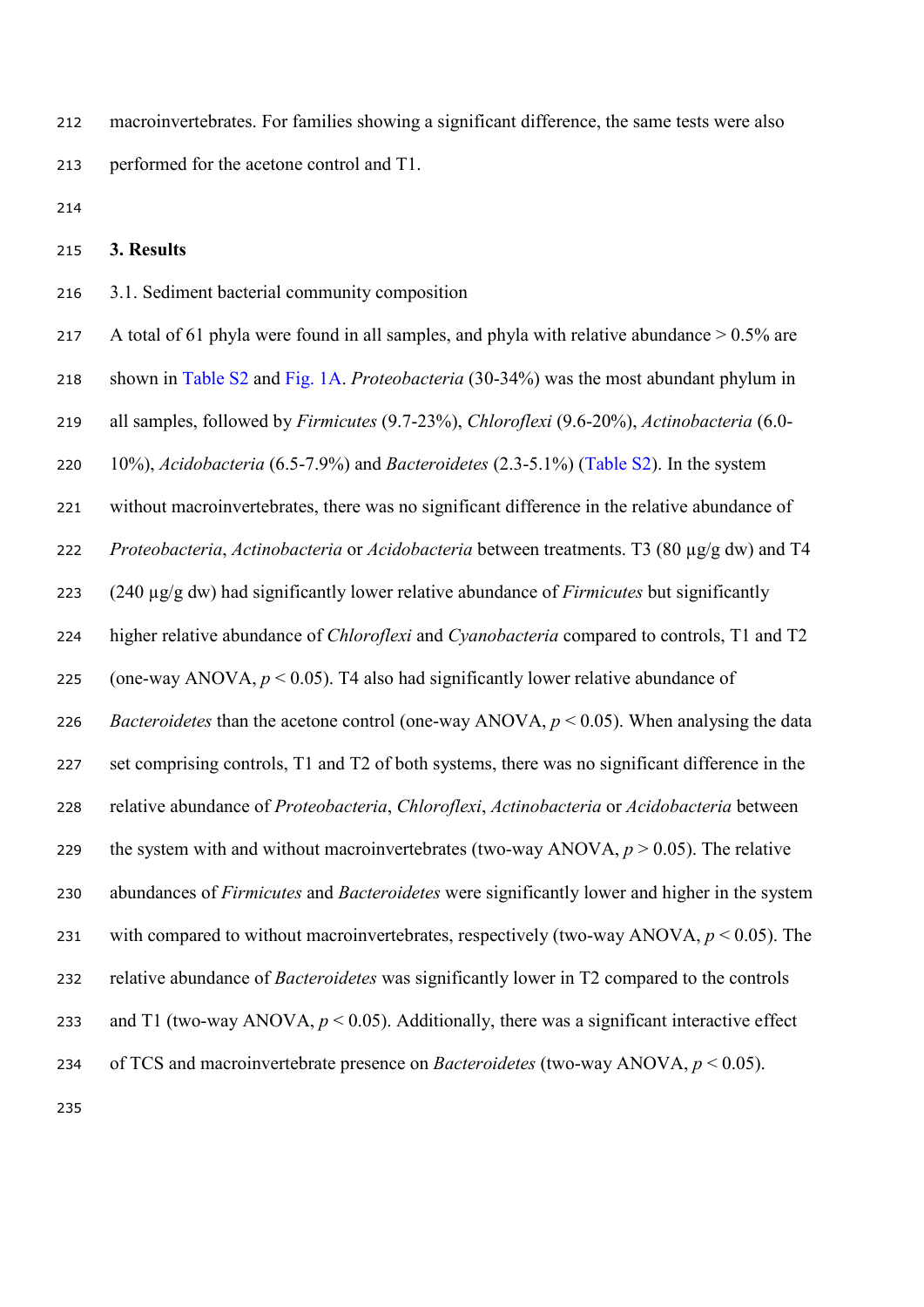macroinvertebrates. For families showing a significant difference, the same tests were also performed for the acetone control and T1.

## 3. Results

### 3.1. Sediment bacterial community composition

A total of 61 phyla were found in all samples, and phyla with relative abundance > 0.5% are shown in Table S2 and Fig. 1A. *Proteobacteria* (30-34%) was the most abundant phylum in all samples, followed by *Firmicutes* (9.7-23%), *Chloroflexi* (9.6-20%), *Actinobacteria* (6.0-10%), *Acidobacteria* (6.5-7.9%) and *Bacteroidetes* (2.3-5.1%) (Table S2). In the system without macroinvertebrates, there was no significant difference in the relative abundance of *Proteobacteria*, *Actinobacteria* or *Acidobacteria* between treatments. T3 (80 µg/g dw) and T4 (240 µg/g dw) had significantly lower relative abundance of *Firmicutes* but significantly higher relative abundance of *Chloroflexi* and *Cyanobacteria* compared to controls, T1 and T2 (one-way ANOVA, $p < 0.05$). T4 also had significantly lower relative abundance of *Bacteroidetes* than the acetone control (one-way ANOVA, $p < 0.05$). When analysing the data set comprising controls, T1 and T2 of both systems, there was no significant difference in the relative abundance of *Proteobacteria*, *Chloroflexi*, *Actinobacteria* or *Acidobacteria* between the system with and without macroinvertebrates (two-way ANOVA, $p > 0.05$). The relative abundances of *Firmicutes* and *Bacteroidetes* were significantly lower and higher in the system with compared to without macroinvertebrates, respectively (two-way ANOVA, $p < 0.05$). The relative abundance of *Bacteroidetes* was significantly lower in T2 compared to the controls and T1 (two-way ANOVA, $p < 0.05$). Additionally, there was a significant interactive effect of TCS and macroinvertebrate presence on *Bacteroidetes* (two-way ANOVA, $p < 0.05$).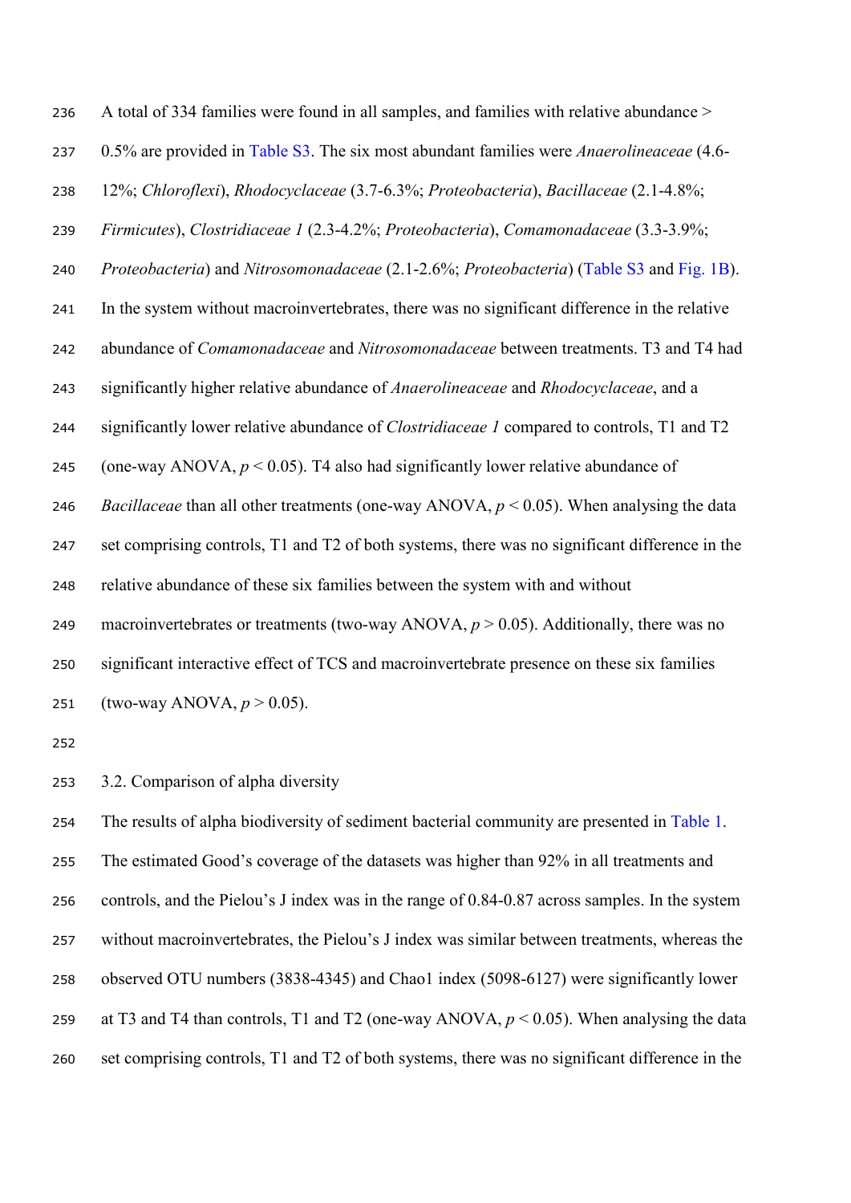A total of 334 families were found in all samples, and families with relative abundance > 0.5% are provided in Table S3. The six most abundant families were *Anaerolineaceae* (4.6-12%; *Chloroflexi*), *Rhodocyclaceae* (3.7-6.3%; *Proteobacteria*), *Bacillaceae* (2.1-4.8%; *Firmicutes*), *Clostridiaceae 1* (2.3-4.2%; *Proteobacteria*), *Comamonadaceae* (3.3-3.9%; *Proteobacteria*) and *Nitrosomonadaceae* (2.1-2.6%; *Proteobacteria*) (Table S3 and Fig. 1B). In the system without macroinvertebrates, there was no significant difference in the relative abundance of *Comamonadaceae* and *Nitrosomonadaceae* between treatments. T3 and T4 had significantly higher relative abundance of *Anaerolineaceae* and *Rhodocyclaceae*, and a significantly lower relative abundance of *Clostridiaceae 1* compared to controls, T1 and T2 (one-way ANOVA, $p < 0.05$). T4 also had significantly lower relative abundance of *Bacillaceae* than all other treatments (one-way ANOVA, $p < 0.05$). When analysing the data set comprising controls, T1 and T2 of both systems, there was no significant difference in the relative abundance of these six families between the system with and without macroinvertebrates or treatments (two-way ANOVA, $p > 0.05$). Additionally, there was no significant interactive effect of TCS and macroinvertebrate presence on these six families (two-way ANOVA, $p > 0.05$).

### 3.2. Comparison of alpha diversity

The results of alpha biodiversity of sediment bacterial community are presented in Table 1. The estimated Good's coverage of the datasets was higher than 92% in all treatments and controls, and the Pielou's J index was in the range of 0.84-0.87 across samples. In the system without macroinvertebrates, the Pielou's J index was similar between treatments, whereas the observed OTU numbers (3838-4345) and Chao1 index (5098-6127) were significantly lower at T3 and T4 than controls, T1 and T2 (one-way ANOVA, $p < 0.05$). When analysing the data set comprising controls, T1 and T2 of both systems, there was no significant difference in the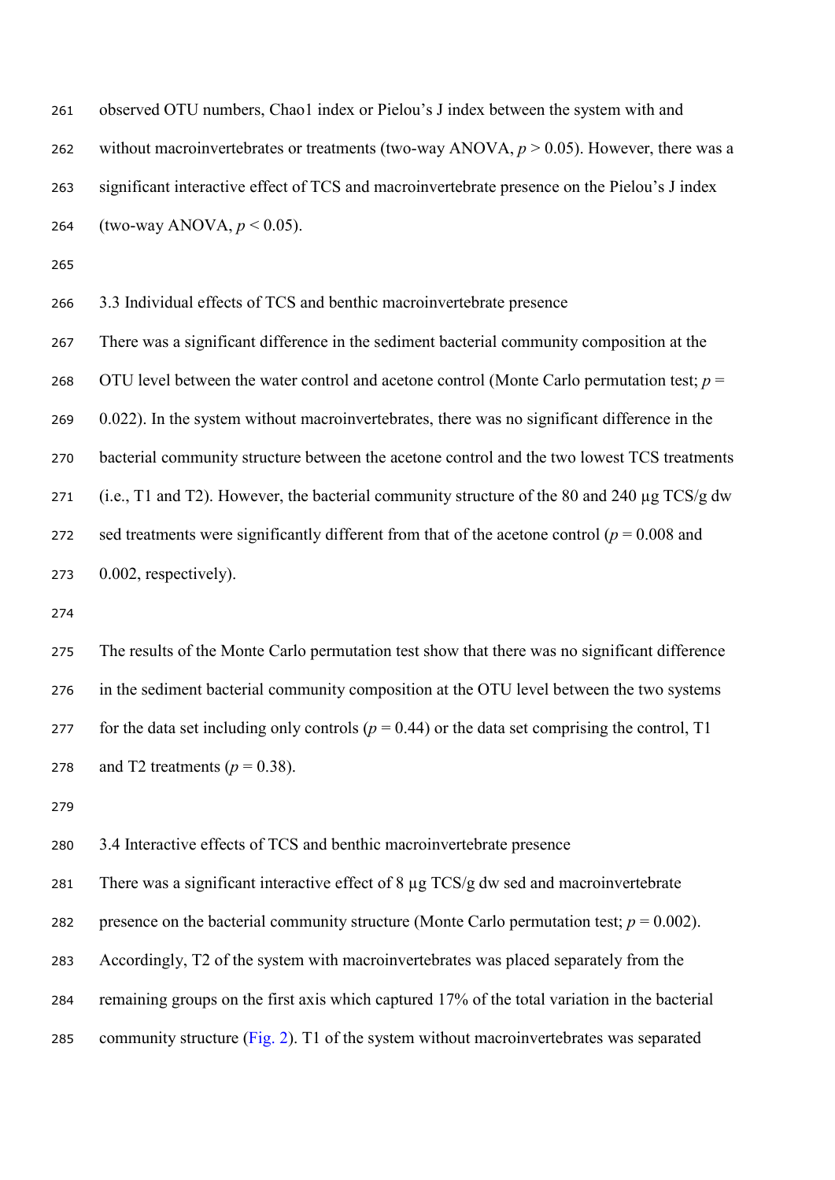observed OTU numbers, Chao1 index or Pielou's J index between the system with and without macroinvertebrates or treatments (two-way ANOVA, $p > 0.05$). However, there was a significant interactive effect of TCS and macroinvertebrate presence on the Pielou's J index (two-way ANOVA, $p < 0.05$).

### 3.3 Individual effects of TCS and benthic macroinvertebrate presence

There was a significant difference in the sediment bacterial community composition at the OTU level between the water control and acetone control (Monte Carlo permutation test; $p = 0.022$). In the system without macroinvertebrates, there was no significant difference in the bacterial community structure between the acetone control and the two lowest TCS treatments (i.e., T1 and T2). However, the bacterial community structure of the 80 and 240 µg TCS/g dw sed treatments were significantly different from that of the acetone control ($p = 0.008$ and 0.002, respectively).

The results of the Monte Carlo permutation test show that there was no significant difference in the sediment bacterial community composition at the OTU level between the two systems for the data set including only controls ($p = 0.44$) or the data set comprising the control, T1 and T2 treatments ($p = 0.38$).

### 3.4 Interactive effects of TCS and benthic macroinvertebrate presence

There was a significant interactive effect of 8 µg TCS/g dw sed and macroinvertebrate presence on the bacterial community structure (Monte Carlo permutation test; $p = 0.002$). Accordingly, T2 of the system with macroinvertebrates was placed separately from the remaining groups on the first axis which captured 17% of the total variation in the bacterial community structure (Fig. 2). T1 of the system without macroinvertebrates was separated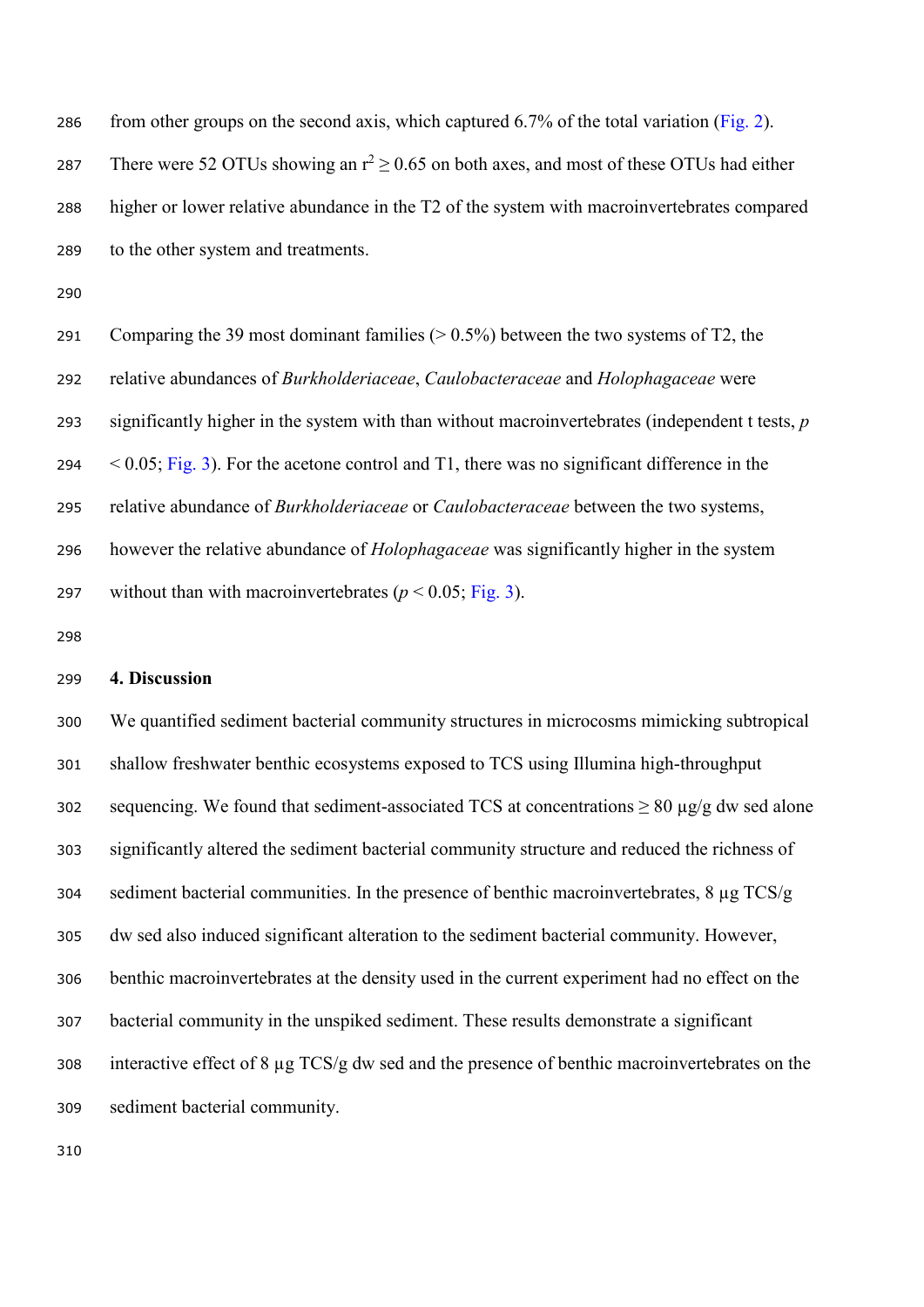from other groups on the second axis, which captured 6.7% of the total variation (Fig. 2). There were 52 OTUs showing an $r^2 \geq 0.65$ on both axes, and most of these OTUs had either higher or lower relative abundance in the T2 of the system with macroinvertebrates compared to the other system and treatments.

Comparing the 39 most dominant families (> 0.5%) between the two systems of T2, the relative abundances of *Burkholderiaceae*, *Caulobacteraceae* and *Holophagaceae* were significantly higher in the system with than without macroinvertebrates (independent t tests, $p < 0.05$; Fig. 3). For the acetone control and T1, there was no significant difference in the relative abundance of *Burkholderiaceae* or *Caulobacteraceae* between the two systems, however the relative abundance of *Holophagaceae* was significantly higher in the system without than with macroinvertebrates ($p < 0.05$; Fig. 3).

## 4. Discussion

We quantified sediment bacterial community structures in microcosms mimicking subtropical shallow freshwater benthic ecosystems exposed to TCS using Illumina high-throughput sequencing. We found that sediment-associated TCS at concentrations ≥ 80 μg/g dw sed alone significantly altered the sediment bacterial community structure and reduced the richness of sediment bacterial communities. In the presence of benthic macroinvertebrates, 8 μg TCS/g dw sed also induced significant alteration to the sediment bacterial community. However, benthic macroinvertebrates at the density used in the current experiment had no effect on the bacterial community in the unspiked sediment. These results demonstrate a significant interactive effect of 8 μg TCS/g dw sed and the presence of benthic macroinvertebrates on the sediment bacterial community.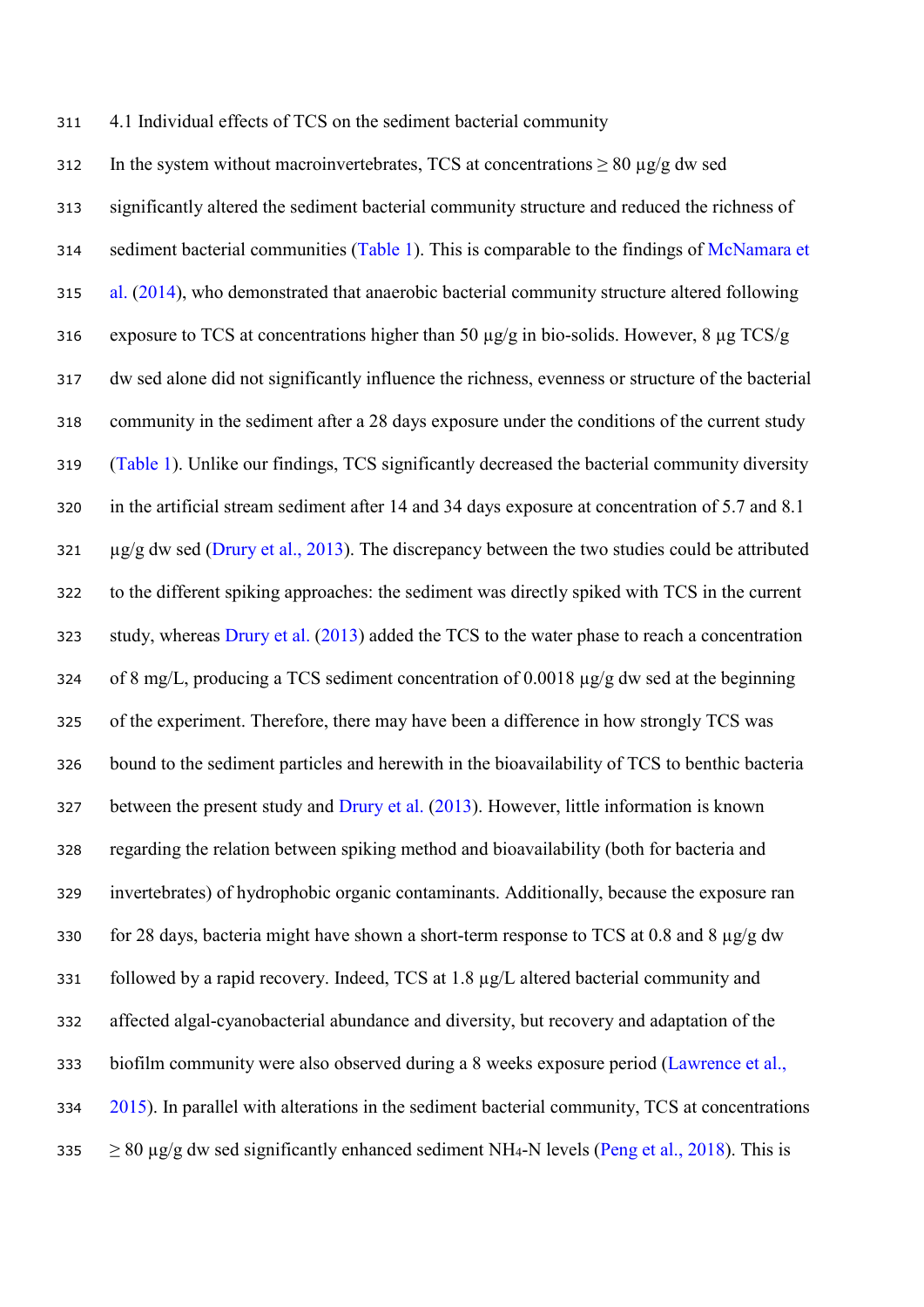### 4.1 Individual effects of TCS on the sediment bacterial community

In the system without macroinvertebrates, TCS at concentrations ≥ 80 µg/g dw sed significantly altered the sediment bacterial community structure and reduced the richness of sediment bacterial communities (Table 1). This is comparable to the findings of McNamara et al. (2014), who demonstrated that anaerobic bacterial community structure altered following exposure to TCS at concentrations higher than 50 µg/g in bio-solids. However, 8 µg TCS/g dw sed alone did not significantly influence the richness, evenness or structure of the bacterial community in the sediment after a 28 days exposure under the conditions of the current study (Table 1). Unlike our findings, TCS significantly decreased the bacterial community diversity in the artificial stream sediment after 14 and 34 days exposure at concentration of 5.7 and 8.1 µg/g dw sed (Drury et al., 2013). The discrepancy between the two studies could be attributed to the different spiking approaches: the sediment was directly spiked with TCS in the current study, whereas Drury et al. (2013) added the TCS to the water phase to reach a concentration of 8 mg/L, producing a TCS sediment concentration of 0.0018 µg/g dw sed at the beginning of the experiment. Therefore, there may have been a difference in how strongly TCS was bound to the sediment particles and herewith in the bioavailability of TCS to benthic bacteria between the present study and Drury et al. (2013). However, little information is known regarding the relation between spiking method and bioavailability (both for bacteria and invertebrates) of hydrophobic organic contaminants. Additionally, because the exposure ran for 28 days, bacteria might have shown a short-term response to TCS at 0.8 and 8 µg/g dw followed by a rapid recovery. Indeed, TCS at 1.8 µg/L altered bacterial community and affected algal-cyanobacterial abundance and diversity, but recovery and adaptation of the biofilm community were also observed during a 8 weeks exposure period (Lawrence et al., 2015). In parallel with alterations in the sediment bacterial community, TCS at concentrations ≥ 80 µg/g dw sed significantly enhanced sediment $NH_4$-N levels (Peng et al., 2018). This is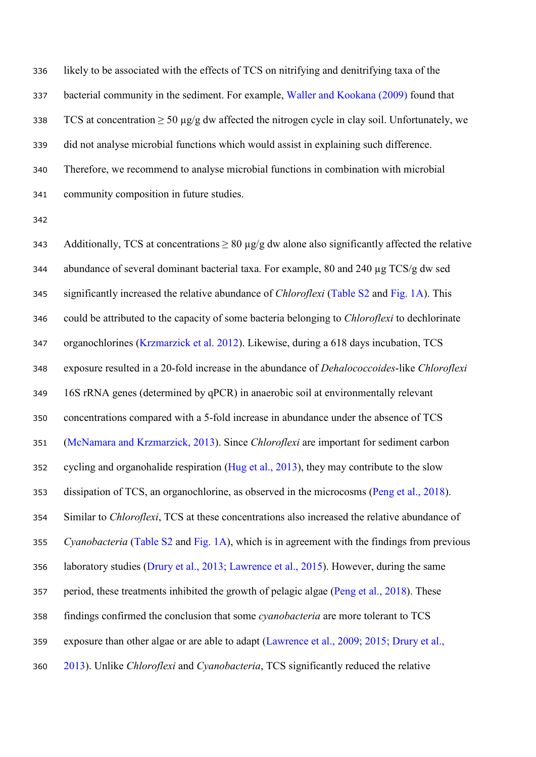likely to be associated with the effects of TCS on nitrifying and denitrifying taxa of the bacterial community in the sediment. For example, Waller and Kookana (2009) found that TCS at concentration ≥ 50 μg/g dw affected the nitrogen cycle in clay soil. Unfortunately, we did not analyse microbial functions which would assist in explaining such difference. Therefore, we recommend to analyse microbial functions in combination with microbial community composition in future studies.

Additionally, TCS at concentrations ≥ 80 μg/g dw alone also significantly affected the relative abundance of several dominant bacterial taxa. For example, 80 and 240 μg TCS/g dw sed significantly increased the relative abundance of *Chloroflexi* (Table S2 and Fig. 1A). This could be attributed to the capacity of some bacteria belonging to *Chloroflexi* to dechlorinate organochlorines (Krzmarzick et al. 2012). Likewise, during a 618 days incubation, TCS exposure resulted in a 20-fold increase in the abundance of *Dehalococcoides*-like *Chloroflexi* 16S rRNA genes (determined by qPCR) in anaerobic soil at environmentally relevant concentrations compared with a 5-fold increase in abundance under the absence of TCS (McNamara and Krzmarzick, 2013). Since *Chloroflexi* are important for sediment carbon cycling and organohalide respiration (Hug et al., 2013), they may contribute to the slow dissipation of TCS, an organochlorine, as observed in the microcosms (Peng et al., 2018). Similar to *Chloroflexi*, TCS at these concentrations also increased the relative abundance of *Cyanobacteria* (Table S2 and Fig. 1A), which is in agreement with the findings from previous laboratory studies (Drury et al., 2013; Lawrence et al., 2015). However, during the same period, these treatments inhibited the growth of pelagic algae (Peng et al., 2018). These findings confirmed the conclusion that some *cyanobacteria* are more tolerant to TCS exposure than other algae or are able to adapt (Lawrence et al., 2009; 2015; Drury et al., 2013). Unlike *Chloroflexi* and *Cyanobacteria*, TCS significantly reduced the relative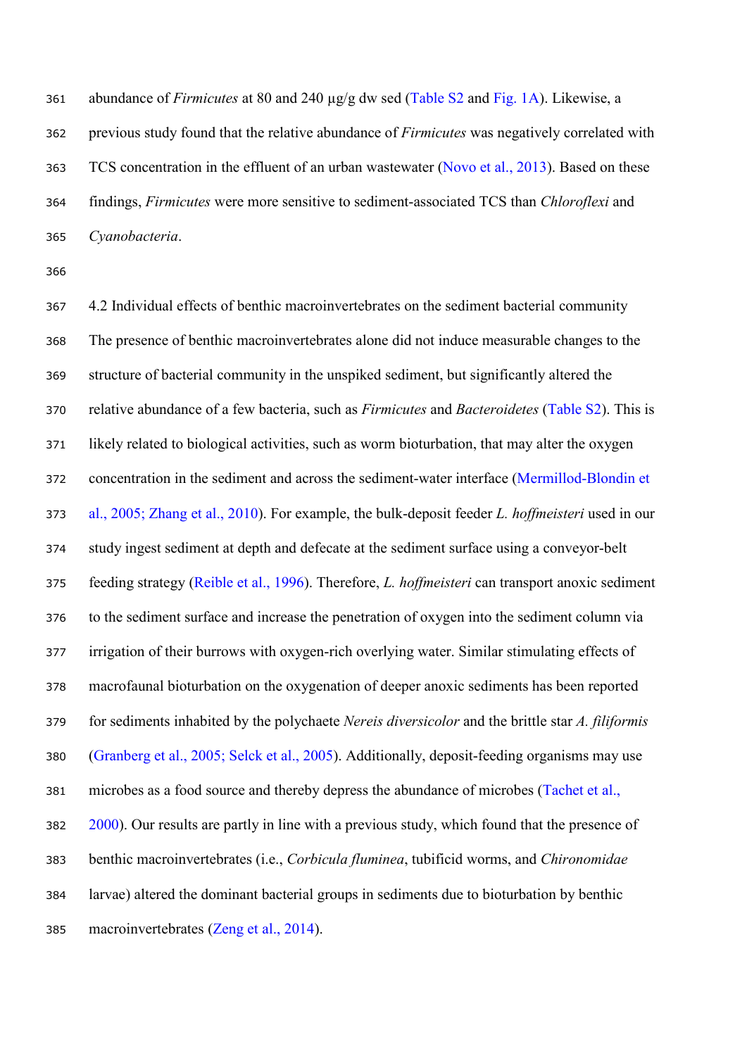abundance of *Firmicutes* at 80 and 240 μg/g dw sed (Table S2 and Fig. 1A). Likewise, a previous study found that the relative abundance of *Firmicutes* was negatively correlated with TCS concentration in the effluent of an urban wastewater (Novo et al., 2013). Based on these findings, *Firmicutes* were more sensitive to sediment-associated TCS than *Chloroflexi* and *Cyanobacteria*.

### 4.2 Individual effects of benthic macroinvertebrates on the sediment bacterial community

The presence of benthic macroinvertebrates alone did not induce measurable changes to the structure of bacterial community in the unspiked sediment, but significantly altered the relative abundance of a few bacteria, such as *Firmicutes* and *Bacteroidetes* (Table S2). This is likely related to biological activities, such as worm bioturbation, that may alter the oxygen concentration in the sediment and across the sediment-water interface (Mermillod-Blondin et al., 2005; Zhang et al., 2010). For example, the bulk-deposit feeder *L. hoffmeisteri* used in our study ingest sediment at depth and defecate at the sediment surface using a conveyor-belt feeding strategy (Reible et al., 1996). Therefore, *L. hoffmeisteri* can transport anoxic sediment to the sediment surface and increase the penetration of oxygen into the sediment column via irrigation of their burrows with oxygen-rich overlying water. Similar stimulating effects of macrofaunal bioturbation on the oxygenation of deeper anoxic sediments has been reported for sediments inhabited by the polychaete *Nereis diversicolor* and the brittle star *A. filiformis* (Granberg et al., 2005; Selck et al., 2005). Additionally, deposit-feeding organisms may use microbes as a food source and thereby depress the abundance of microbes (Tachet et al., 2000). Our results are partly in line with a previous study, which found that the presence of benthic macroinvertebrates (i.e., *Corbicula fluminea*, tubificid worms, and *Chironomidae* larvae) altered the dominant bacterial groups in sediments due to bioturbation by benthic macroinvertebrates (Zeng et al., 2014).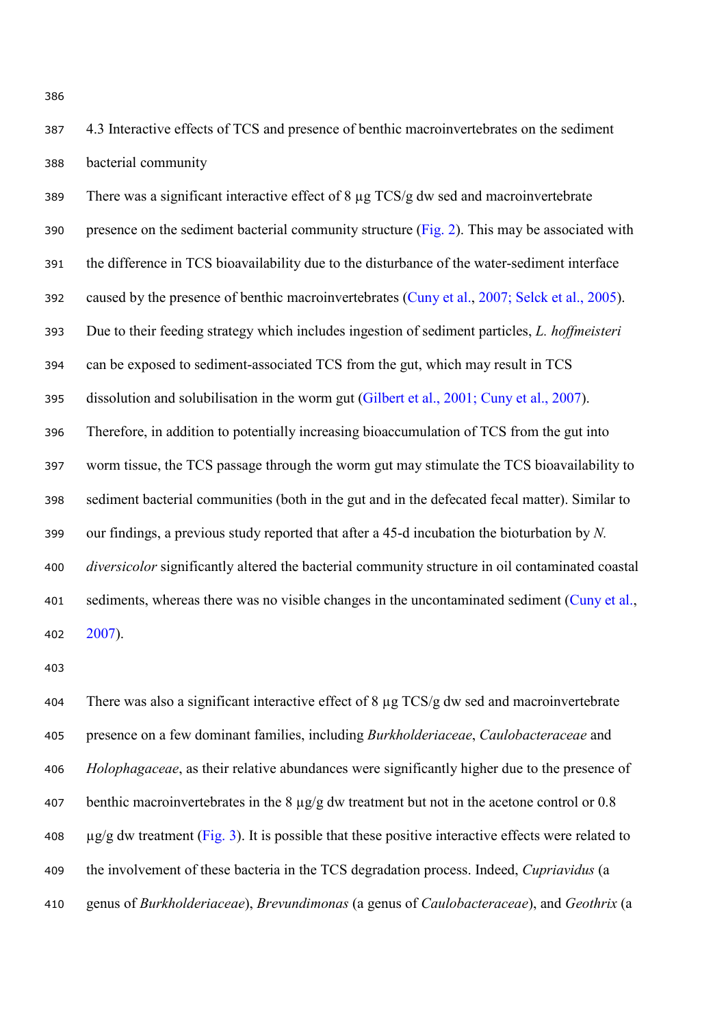### 4.3 Interactive effects of TCS and presence of benthic macroinvertebrates on the sediment bacterial community

There was a significant interactive effect of 8 µg TCS/g dw sed and macroinvertebrate presence on the sediment bacterial community structure (Fig. 2). This may be associated with the difference in TCS bioavailability due to the disturbance of the water-sediment interface caused by the presence of benthic macroinvertebrates (Cuny et al., 2007; Selck et al., 2005). Due to their feeding strategy which includes ingestion of sediment particles, *L. hoffmeisteri* can be exposed to sediment-associated TCS from the gut, which may result in TCS dissolution and solubilisation in the worm gut (Gilbert et al., 2001; Cuny et al., 2007). Therefore, in addition to potentially increasing bioaccumulation of TCS from the gut into worm tissue, the TCS passage through the worm gut may stimulate the TCS bioavailability to sediment bacterial communities (both in the gut and in the defecated fecal matter). Similar to our findings, a previous study reported that after a 45-d incubation the bioturbation by *N. diversicolor* significantly altered the bacterial community structure in oil contaminated coastal sediments, whereas there was no visible changes in the uncontaminated sediment (Cuny et al., 2007).

There was also a significant interactive effect of 8 µg TCS/g dw sed and macroinvertebrate presence on a few dominant families, including *Burkholderiaceae*, *Caulobacteraceae* and *Holophagaceae*, as their relative abundances were significantly higher due to the presence of benthic macroinvertebrates in the 8 µg/g dw treatment but not in the acetone control or 0.8 µg/g dw treatment (Fig. 3). It is possible that these positive interactive effects were related to the involvement of these bacteria in the TCS degradation process. Indeed, *Cupriavidus* (a genus of *Burkholderiaceae*), *Brevundimonas* (a genus of *Caulobacteraceae*), and *Geothrix* (a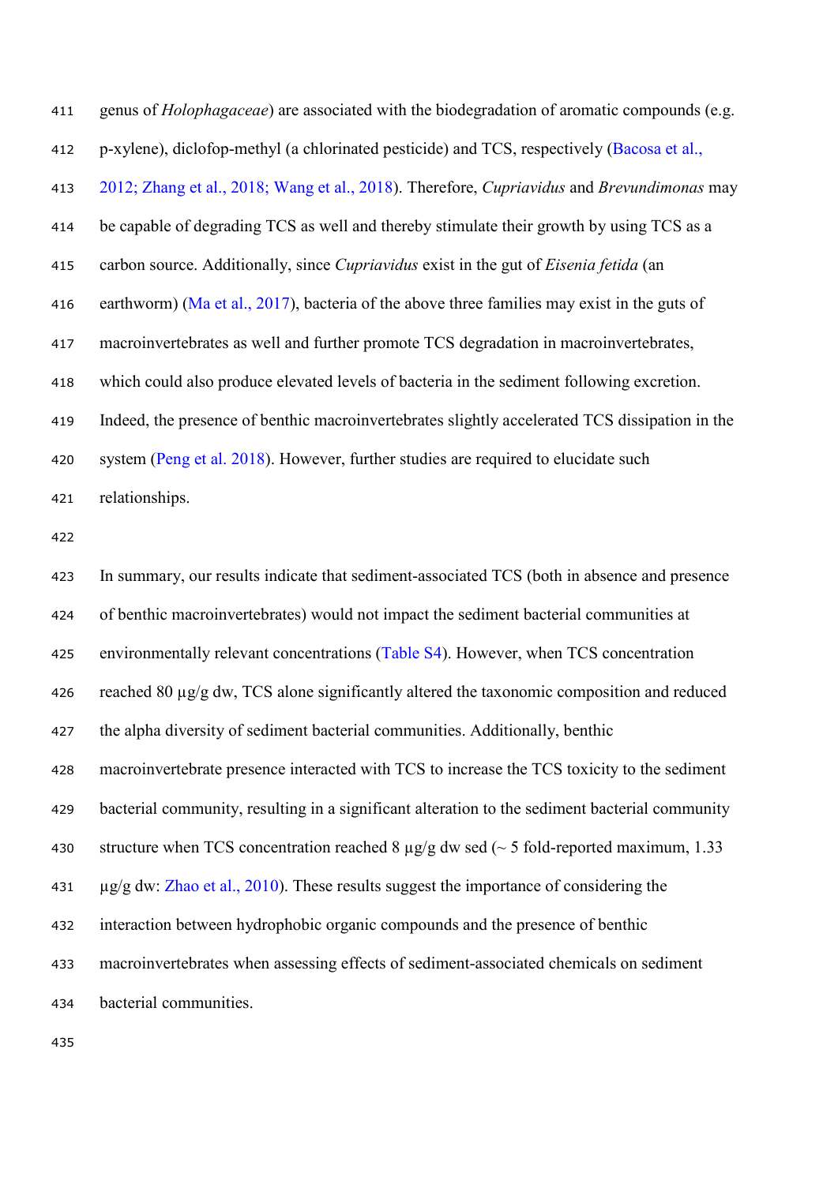genus of *Holophagaceae*) are associated with the biodegradation of aromatic compounds (e.g. p-xylene), diclofop-methyl (a chlorinated pesticide) and TCS, respectively (Bacosa et al., 2012; Zhang et al., 2018; Wang et al., 2018). Therefore, *Cupriavidus* and *Brevundimonas* may be capable of degrading TCS as well and thereby stimulate their growth by using TCS as a carbon source. Additionally, since *Cupriavidus* exist in the gut of *Eisenia fetida* (an earthworm) (Ma et al., 2017), bacteria of the above three families may exist in the guts of macroinvertebrates as well and further promote TCS degradation in macroinvertebrates, which could also produce elevated levels of bacteria in the sediment following excretion. Indeed, the presence of benthic macroinvertebrates slightly accelerated TCS dissipation in the system (Peng et al. 2018). However, further studies are required to elucidate such relationships.

In summary, our results indicate that sediment-associated TCS (both in absence and presence of benthic macroinvertebrates) would not impact the sediment bacterial communities at environmentally relevant concentrations (Table S4). However, when TCS concentration reached 80 µg/g dw, TCS alone significantly altered the taxonomic composition and reduced the alpha diversity of sediment bacterial communities. Additionally, benthic macroinvertebrate presence interacted with TCS to increase the TCS toxicity to the sediment bacterial community, resulting in a significant alteration to the sediment bacterial community structure when TCS concentration reached 8 µg/g dw sed (~ 5 fold-reported maximum, 1.33 µg/g dw: Zhao et al., 2010). These results suggest the importance of considering the interaction between hydrophobic organic compounds and the presence of benthic macroinvertebrates when assessing effects of sediment-associated chemicals on sediment bacterial communities.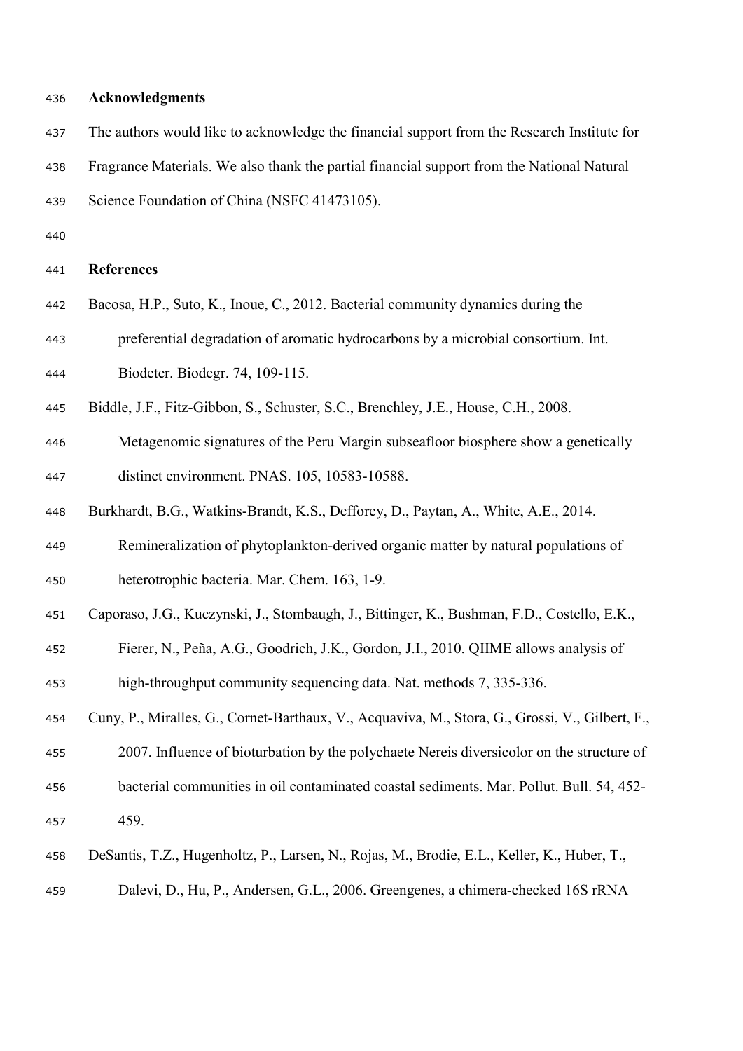## Acknowledgments

The authors would like to acknowledge the financial support from the Research Institute for Fragrance Materials. We also thank the partial financial support from the National Natural Science Foundation of China (NSFC 41473105).

## References

Bacosa, H.P., Suto, K., Inoue, C., 2012. Bacterial community dynamics during the preferential degradation of aromatic hydrocarbons by a microbial consortium. Int. Biodeter. Biodegr. 74, 109-115.

Biddle, J.F., Fitz-Gibbon, S., Schuster, S.C., Brenchley, J.E., House, C.H., 2008. Metagenomic signatures of the Peru Margin subseafloor biosphere show a genetically distinct environment. PNAS. 105, 10583-10588.

Burkhardt, B.G., Watkins-Brandt, K.S., Defforey, D., Paytan, A., White, A.E., 2014. Remineralization of phytoplankton-derived organic matter by natural populations of heterotrophic bacteria. Mar. Chem. 163, 1-9.

Caporaso, J.G., Kuczynski, J., Stombaugh, J., Bittinger, K., Bushman, F.D., Costello, E.K., Fierer, N., Peña, A.G., Goodrich, J.K., Gordon, J.I., 2010. QIIME allows analysis of high-throughput community sequencing data. Nat. methods 7, 335-336.

Cuny, P., Miralles, G., Cornet-Barthaux, V., Acquaviva, M., Stora, G., Grossi, V., Gilbert, F., 2007. Influence of bioturbation by the polychaete Nereis diversicolor on the structure of bacterial communities in oil contaminated coastal sediments. Mar. Pollut. Bull. 54, 452-459.

DeSantis, T.Z., Hugenholtz, P., Larsen, N., Rojas, M., Brodie, E.L., Keller, K., Huber, T., Dalevi, D., Hu, P., Andersen, G.L., 2006. Greengenes, a chimera-checked 16S rRNA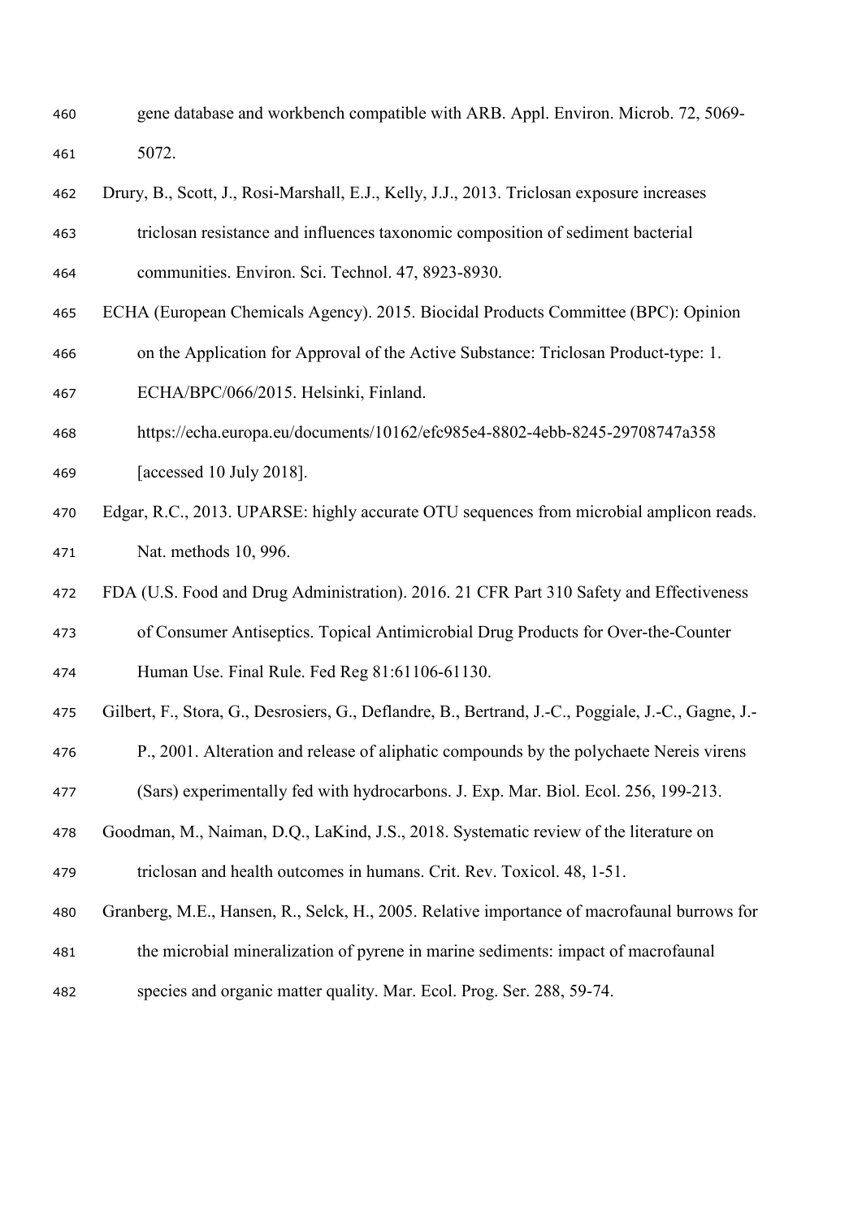gene database and workbench compatible with ARB. Appl. Environ. Microb. 72, 5069-5072.

Drury, B., Scott, J., Rosi-Marshall, E.J., Kelly, J.J., 2013. Triclosan exposure increases triclosan resistance and influences taxonomic composition of sediment bacterial communities. Environ. Sci. Technol. 47, 8923-8930.

ECHA (European Chemicals Agency). 2015. Biocidal Products Committee (BPC): Opinion on the Application for Approval of the Active Substance: Triclosan Product-type: 1. ECHA/BPC/066/2015. Helsinki, Finland. https://echa.europa.eu/documents/10162/efc985e4-8802-4ebb-8245-29708747a358 [accessed 10 July 2018].

Edgar, R.C., 2013. UPARSE: highly accurate OTU sequences from microbial amplicon reads. Nat. methods 10, 996.

FDA (U.S. Food and Drug Administration). 2016. 21 CFR Part 310 Safety and Effectiveness of Consumer Antiseptics. Topical Antimicrobial Drug Products for Over-the-Counter Human Use. Final Rule. Fed Reg 81:61106-61130.

Gilbert, F., Stora, G., Desrosiers, G., Deflandre, B., Bertrand, J.-C., Poggiale, J.-C., Gagne, J.-P., 2001. Alteration and release of aliphatic compounds by the polychaete Nereis virens (Sars) experimentally fed with hydrocarbons. J. Exp. Mar. Biol. Ecol. 256, 199-213.

Goodman, M., Naiman, D.Q., LaKind, J.S., 2018. Systematic review of the literature on triclosan and health outcomes in humans. Crit. Rev. Toxicol. 48, 1-51.

Granberg, M.E., Hansen, R., Selck, H., 2005. Relative importance of macrofaunal burrows for the microbial mineralization of pyrene in marine sediments: impact of macrofaunal species and organic matter quality. Mar. Ecol. Prog. Ser. 288, 59-74.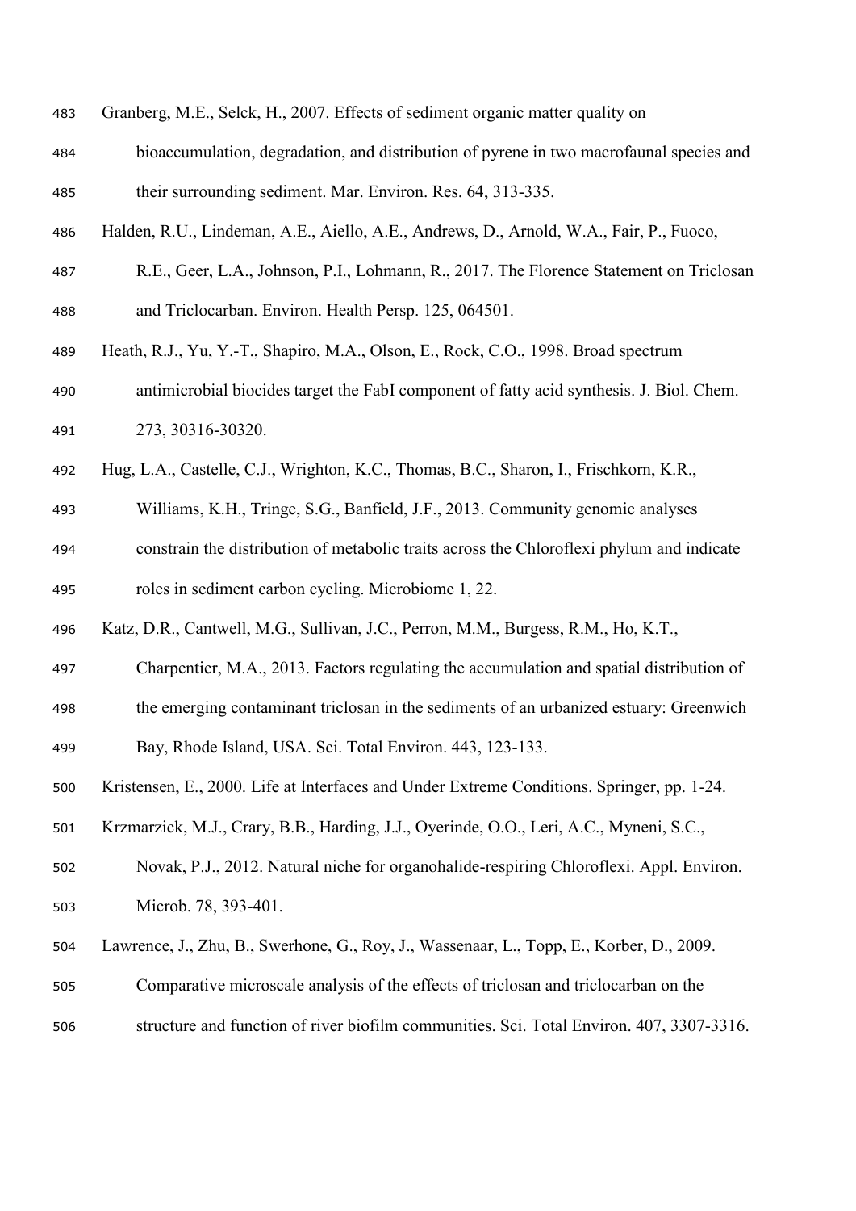Granberg, M.E., Selck, H., 2007. Effects of sediment organic matter quality on bioaccumulation, degradation, and distribution of pyrene in two macrofaunal species and their surrounding sediment. Mar. Environ. Res. 64, 313-335.

Halden, R.U., Lindeman, A.E., Aiello, A.E., Andrews, D., Arnold, W.A., Fair, P., Fuoco, R.E., Geer, L.A., Johnson, P.I., Lohmann, R., 2017. The Florence Statement on Triclosan and Triclocarban. Environ. Health Persp. 125, 064501.

Heath, R.J., Yu, Y.-T., Shapiro, M.A., Olson, E., Rock, C.O., 1998. Broad spectrum antimicrobial biocides target the FabI component of fatty acid synthesis. J. Biol. Chem. 273, 30316-30320.

Hug, L.A., Castelle, C.J., Wrighton, K.C., Thomas, B.C., Sharon, I., Frischkorn, K.R., Williams, K.H., Tringe, S.G., Banfield, J.F., 2013. Community genomic analyses constrain the distribution of metabolic traits across the Chloroflexi phylum and indicate roles in sediment carbon cycling. Microbiome 1, 22.

Katz, D.R., Cantwell, M.G., Sullivan, J.C., Perron, M.M., Burgess, R.M., Ho, K.T., Charpentier, M.A., 2013. Factors regulating the accumulation and spatial distribution of the emerging contaminant triclosan in the sediments of an urbanized estuary: Greenwich Bay, Rhode Island, USA. Sci. Total Environ. 443, 123-133.

Kristensen, E., 2000. Life at Interfaces and Under Extreme Conditions. Springer, pp. 1-24.

Krzmarzick, M.J., Crary, B.B., Harding, J.J., Oyerinde, O.O., Leri, A.C., Myneni, S.C., Novak, P.J., 2012. Natural niche for organohalide-respiring Chloroflexi. Appl. Environ. Microb. 78, 393-401.

Lawrence, J., Zhu, B., Swerhone, G., Roy, J., Wassenaar, L., Topp, E., Korber, D., 2009. Comparative microscale analysis of the effects of triclosan and triclocarban on the structure and function of river biofilm communities. Sci. Total Environ. 407, 3307-3316.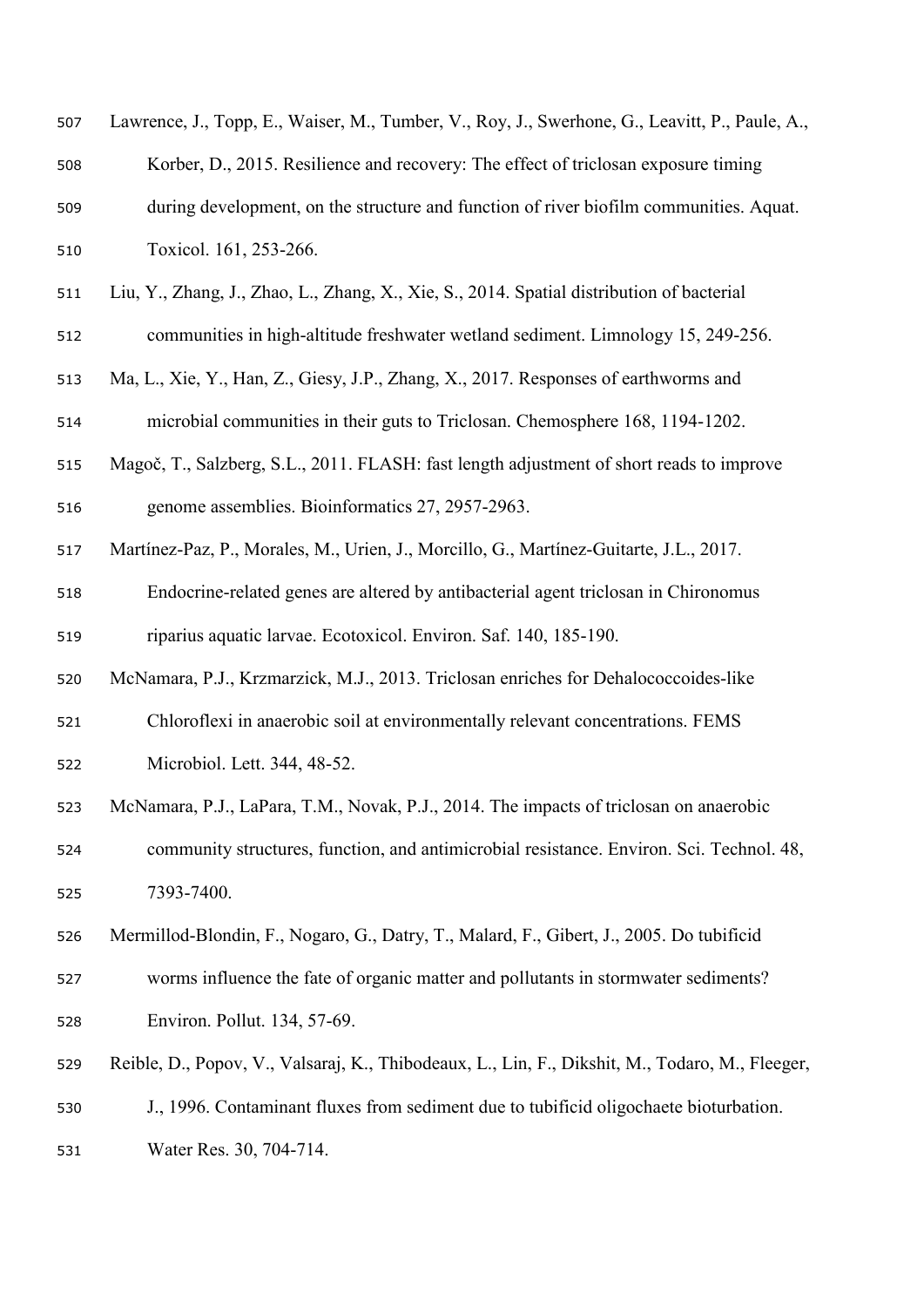Lawrence, J., Topp, E., Waiser, M., Tumber, V., Roy, J., Swerhone, G., Leavitt, P., Paule, A., Korber, D., 2015. Resilience and recovery: The effect of triclosan exposure timing during development, on the structure and function of river biofilm communities. Aquat. Toxicol. 161, 253-266.

Liu, Y., Zhang, J., Zhao, L., Zhang, X., Xie, S., 2014. Spatial distribution of bacterial communities in high-altitude freshwater wetland sediment. Limnology 15, 249-256.

Ma, L., Xie, Y., Han, Z., Giesy, J.P., Zhang, X., 2017. Responses of earthworms and microbial communities in their guts to Triclosan. Chemosphere 168, 1194-1202.

Magoč, T., Salzberg, S.L., 2011. FLASH: fast length adjustment of short reads to improve genome assemblies. Bioinformatics 27, 2957-2963.

Martínez-Paz, P., Morales, M., Urien, J., Morcillo, G., Martínez-Guitarte, J.L., 2017. Endocrine-related genes are altered by antibacterial agent triclosan in Chironomus riparius aquatic larvae. Ecotoxicol. Environ. Saf. 140, 185-190.

McNamara, P.J., Krzmarzick, M.J., 2013. Triclosan enriches for Dehalococcoides-like Chloroflexi in anaerobic soil at environmentally relevant concentrations. FEMS Microbiol. Lett. 344, 48-52.

McNamara, P.J., LaPara, T.M., Novak, P.J., 2014. The impacts of triclosan on anaerobic community structures, function, and antimicrobial resistance. Environ. Sci. Technol. 48, 7393-7400.

Mermillod-Blondin, F., Nogaro, G., Datry, T., Malard, F., Gibert, J., 2005. Do tubificid worms influence the fate of organic matter and pollutants in stormwater sediments? Environ. Pollut. 134, 57-69.

Reible, D., Popov, V., Valsaraj, K., Thibodeaux, L., Lin, F., Dikshit, M., Todaro, M., Fleeger, J., 1996. Contaminant fluxes from sediment due to tubificid oligochaete bioturbation. Water Res. 30, 704-714.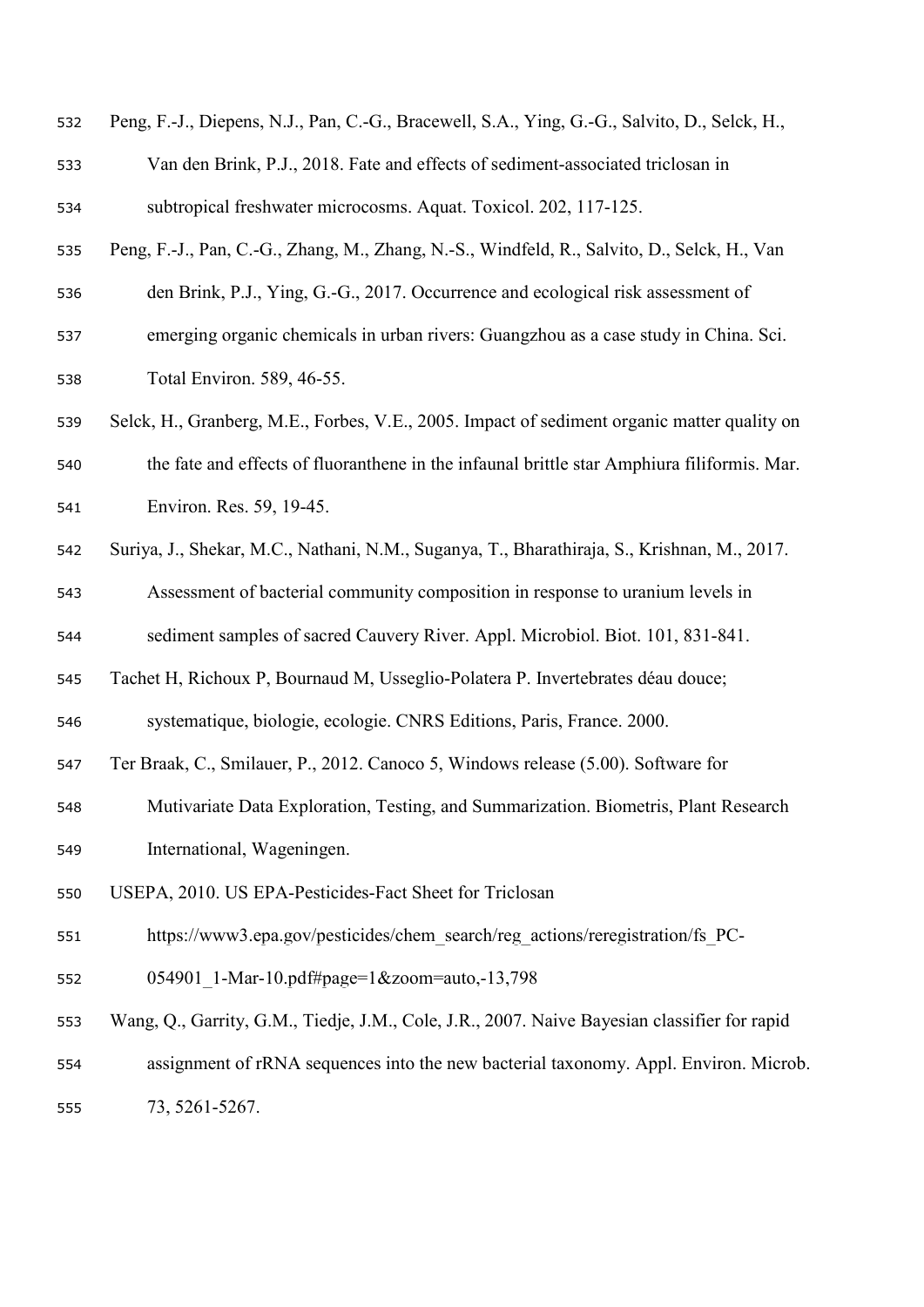Peng, F.-J., Diepens, N.J., Pan, C.-G., Bracewell, S.A., Ying, G.-G., Salvito, D., Selck, H., Van den Brink, P.J., 2018. Fate and effects of sediment-associated triclosan in subtropical freshwater microcosms. Aquat. Toxicol. 202, 117-125.

Peng, F.-J., Pan, C.-G., Zhang, M., Zhang, N.-S., Windfeld, R., Salvito, D., Selck, H., Van den Brink, P.J., Ying, G.-G., 2017. Occurrence and ecological risk assessment of emerging organic chemicals in urban rivers: Guangzhou as a case study in China. Sci. Total Environ. 589, 46-55.

Selck, H., Granberg, M.E., Forbes, V.E., 2005. Impact of sediment organic matter quality on the fate and effects of fluoranthene in the infaunal brittle star Amphiura filiformis. Mar. Environ. Res. 59, 19-45.

Suriya, J., Shekar, M.C., Nathani, N.M., Suganya, T., Bharathiraja, S., Krishnan, M., 2017. Assessment of bacterial community composition in response to uranium levels in sediment samples of sacred Cauvery River. Appl. Microbiol. Biot. 101, 831-841.

Tachet H, Richoux P, Bournaud M, Usseglio-Polatera P. Invertebrates déau douce; systematique, biologie, ecologie. CNRS Editions, Paris, France. 2000.

Ter Braak, C., Smilauer, P., 2012. Canoco 5, Windows release (5.00). Software for Mutivariate Data Exploration, Testing, and Summarization. Biometris, Plant Research International, Wageningen.

USEPA, 2010. US EPA-Pesticides-Fact Sheet for Triclosan https://www3.epa.gov/pesticides/chem_search/reg_actions/reregistration/fs_PC-054901_1-Mar-10.pdf#page=1&zoom=auto,-13,798

Wang, Q., Garrity, G.M., Tiedje, J.M., Cole, J.R., 2007. Naive Bayesian classifier for rapid assignment of rRNA sequences into the new bacterial taxonomy. Appl. Environ. Microb. 73, 5261-5267.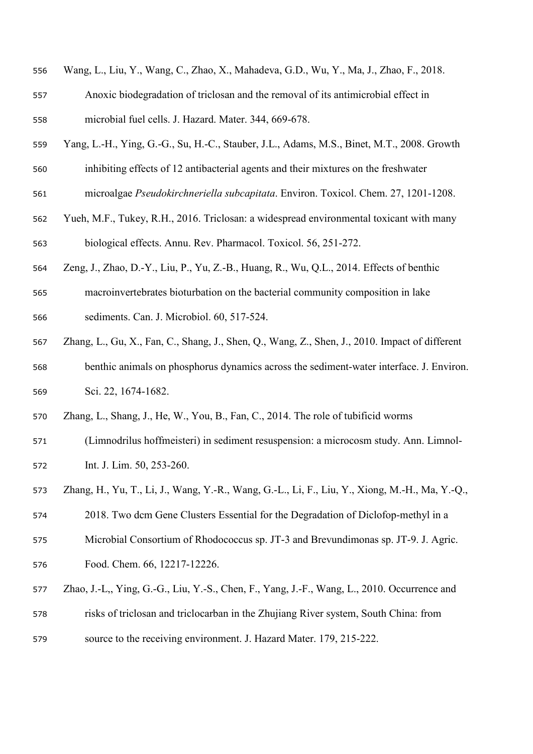Wang, L., Liu, Y., Wang, C., Zhao, X., Mahadeva, G.D., Wu, Y., Ma, J., Zhao, F., 2018. Anoxic biodegradation of triclosan and the removal of its antimicrobial effect in microbial fuel cells. J. Hazard. Mater. 344, 669-678.

Yang, L.-H., Ying, G.-G., Su, H.-C., Stauber, J.L., Adams, M.S., Binet, M.T., 2008. Growth inhibiting effects of 12 antibacterial agents and their mixtures on the freshwater microalgae *Pseudokirchneriella subcapitata*. Environ. Toxicol. Chem. 27, 1201-1208.

Yueh, M.F., Tukey, R.H., 2016. Triclosan: a widespread environmental toxicant with many biological effects. Annu. Rev. Pharmacol. Toxicol. 56, 251-272.

Zeng, J., Zhao, D.-Y., Liu, P., Yu, Z.-B., Huang, R., Wu, Q.L., 2014. Effects of benthic macroinvertebrates bioturbation on the bacterial community composition in lake sediments. Can. J. Microbiol. 60, 517-524.

Zhang, L., Gu, X., Fan, C., Shang, J., Shen, Q., Wang, Z., Shen, J., 2010. Impact of different benthic animals on phosphorus dynamics across the sediment-water interface. J. Environ. Sci. 22, 1674-1682.

Zhang, L., Shang, J., He, W., You, B., Fan, C., 2014. The role of tubificid worms (Limnodrilus hoffmeisteri) in sediment resuspension: a microcosm study. Ann. Limnol- Int. J. Lim. 50, 253-260.

Zhang, H., Yu, T., Li, J., Wang, Y.-R., Wang, G.-L., Li, F., Liu, Y., Xiong, M.-H., Ma, Y.-Q., 2018. Two dcm Gene Clusters Essential for the Degradation of Diclofop-methyl in a Microbial Consortium of Rhodococcus sp. JT-3 and Brevundimonas sp. JT-9. J. Agric. Food. Chem. 66, 12217-12226.

Zhao, J.-L,, Ying, G.-G., Liu, Y.-S., Chen, F., Yang, J.-F., Wang, L., 2010. Occurrence and risks of triclosan and triclocarban in the Zhujiang River system, South China: from source to the receiving environment. J. Hazard Mater. 179, 215-222.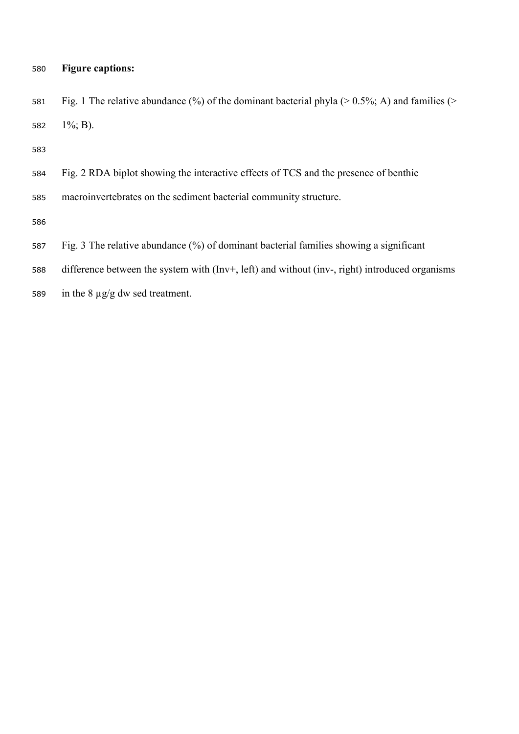**Figure captions:**

Fig. 1 The relative abundance (%) of the dominant bacterial phyla (> 0.5%; A) and families (> 1%; B).

Fig. 2 RDA biplot showing the interactive effects of TCS and the presence of benthic macroinvertebrates on the sediment bacterial community structure.

Fig. 3 The relative abundance (%) of dominant bacterial families showing a significant difference between the system with (Inv+, left) and without (inv-, right) introduced organisms in the 8 µg/g dw sed treatment.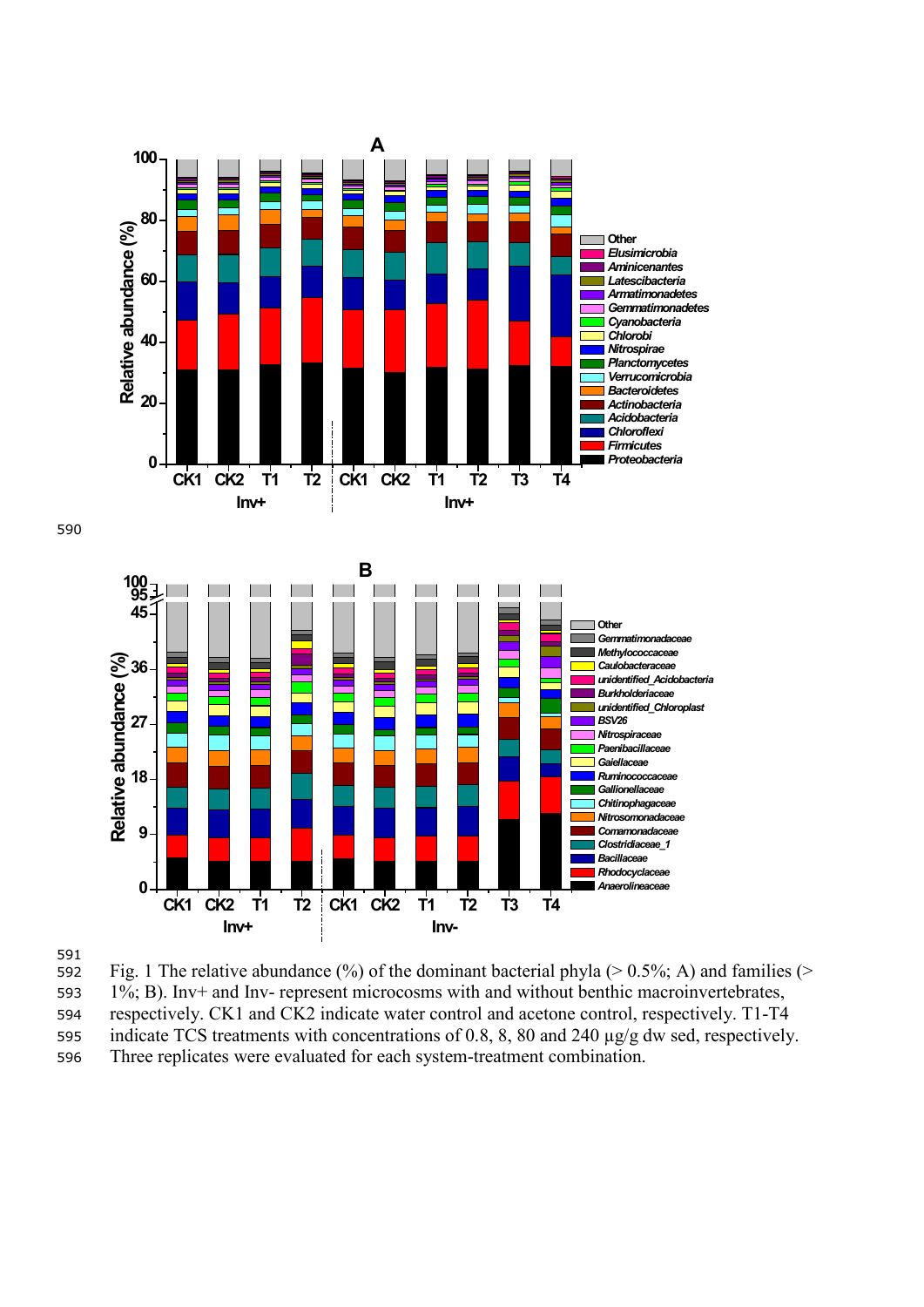Fig. 1 The relative abundance (%) of the dominant bacterial phyla (> 0.5%; A) and families (> 1%; B). Inv+ and Inv- represent microcosms with and without benthic macroinvertebrates, respectively. CK1 and CK2 indicate water control and acetone control, respectively. T1-T4 indicate TCS treatments with concentrations of 0.8, 8, 80 and 240 μg/g dw sed, respectively. Three replicates were evaluated for each system-treatment combination.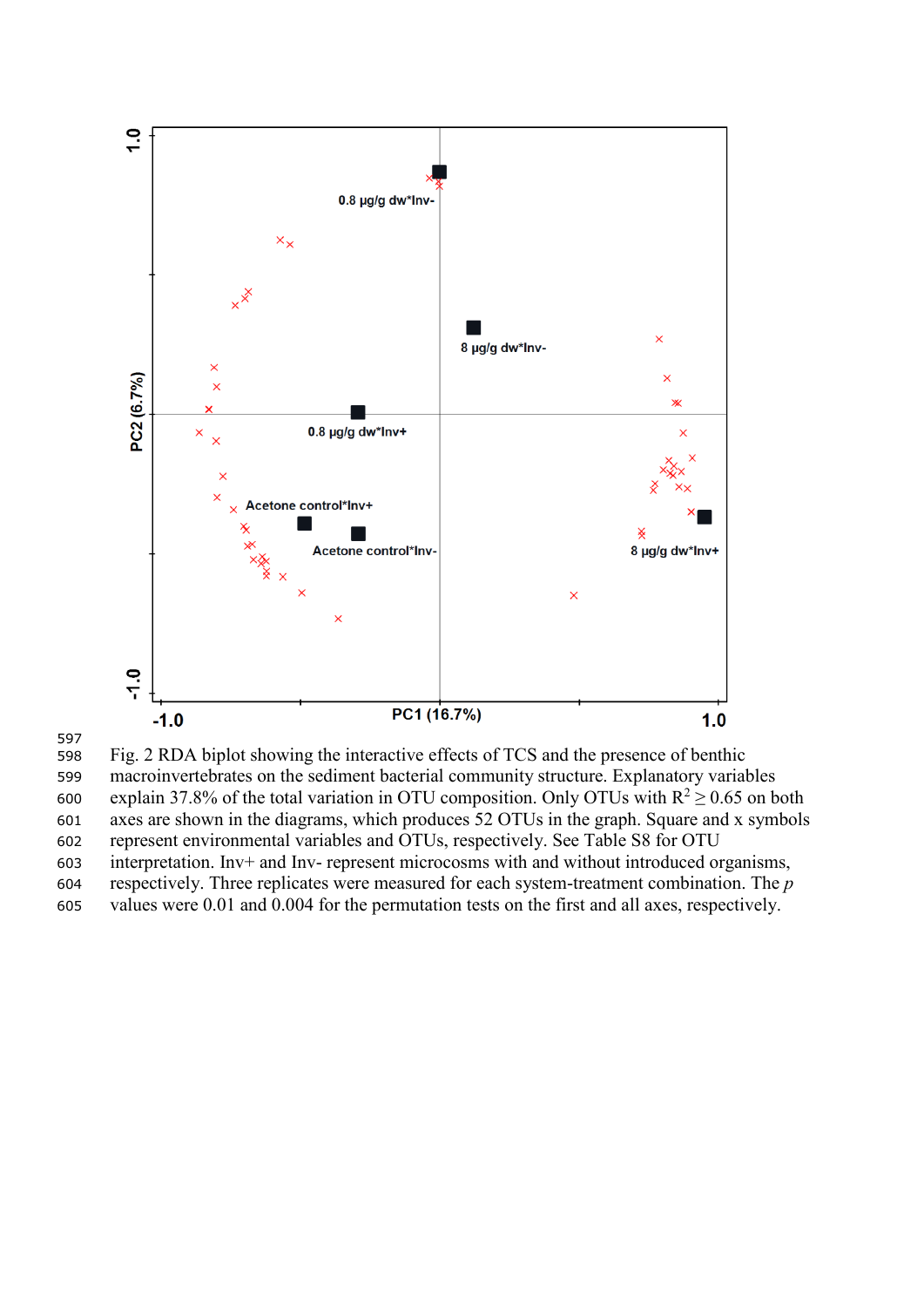Fig. 2 RDA biplot showing the interactive effects of TCS and the presence of benthic macroinvertebrates on the sediment bacterial community structure. Explanatory variables explain 37.8% of the total variation in OTU composition. Only OTUs with $R^2 \geq 0.65$ on both axes are shown in the diagrams, which produces 52 OTUs in the graph. Square and x symbols represent environmental variables and OTUs, respectively. See Table S8 for OTU interpretation. Inv+ and Inv- represent microcosms with and without introduced organisms, respectively. Three replicates were measured for each system-treatment combination. The *p* values were 0.01 and 0.004 for the permutation tests on the first and all axes, respectively.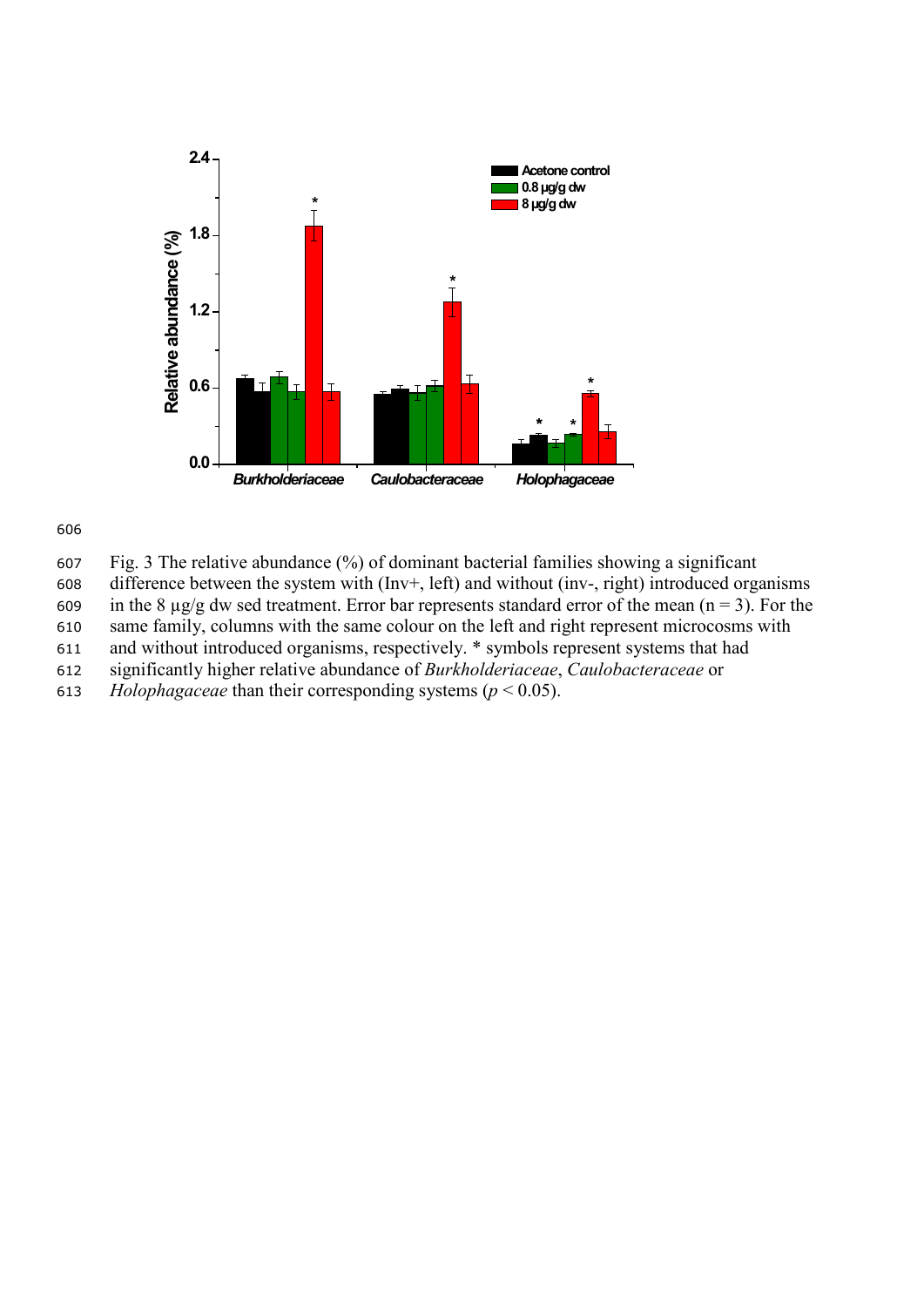Fig. 3 The relative abundance (%) of dominant bacterial families showing a significant difference between the system with (Inv+, left) and without (inv-, right) introduced organisms in the 8 µg/g dw sed treatment. Error bar represents standard error of the mean (n = 3). For the same family, columns with the same colour on the left and right represent microcosms with and without introduced organisms, respectively. * symbols represent systems that had significantly higher relative abundance of *Burkholderiaceae*, *Caulobacteraceae* or *Holophagaceae* than their corresponding systems ($p < 0.05$).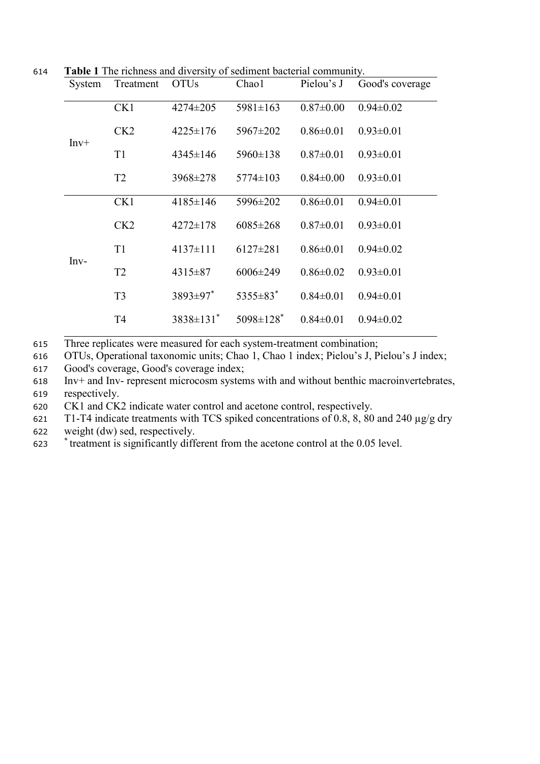**Table 1** The richness and diversity of sediment bacterial community.

| System | Treatment | OTUs | Chao1 | Pielou's J | Good's coverage |
|---|---|---|---|---|---|
| Inv+ | CK1 | 4274±205 | 5981±163 | 0.87±0.00 | 0.94±0.02 |
| | CK2 | 4225±176 | 5967±202 | 0.86±0.01 | 0.93±0.01 |
| | T1 | 4345±146 | 5960±138 | 0.87±0.01 | 0.93±0.01 |
| | T2 | 3968±278 | 5774±103 | 0.84±0.00 | 0.93±0.01 |
| Inv- | CK1 | 4185±146 | 5996±202 | 0.86±0.01 | 0.94±0.01 |
| | CK2 | 4272±178 | 6085±268 | 0.87±0.01 | 0.93±0.01 |
| | T1 | 4137±111 | 6127±281 | 0.86±0.01 | 0.94±0.02 |
| | T2 | 4315±87 | 6006±249 | 0.86±0.02 | 0.93±0.01 |
| | T3 | 3893±97* | 5355±83* | 0.84±0.01 | 0.94±0.01 |
| | T4 | 3838±131* | 5098±128* | 0.84±0.01 | 0.94±0.02 |

Three replicates were measured for each system-treatment combination;
OTUs, Operational taxonomic units; Chao 1, Chao 1 index; Pielou's J, Pielou's J index;
Good's coverage, Good's coverage index;
Inv+ and Inv- represent microcosm systems with and without benthic macroinvertebrates, respectively.
CK1 and CK2 indicate water control and acetone control, respectively.
T1-T4 indicate treatments with TCS spiked concentrations of 0.8, 8, 80 and 240 µg/g dry weight (dw) sed, respectively.
* treatment is significantly different from the acetone control at the 0.05 level.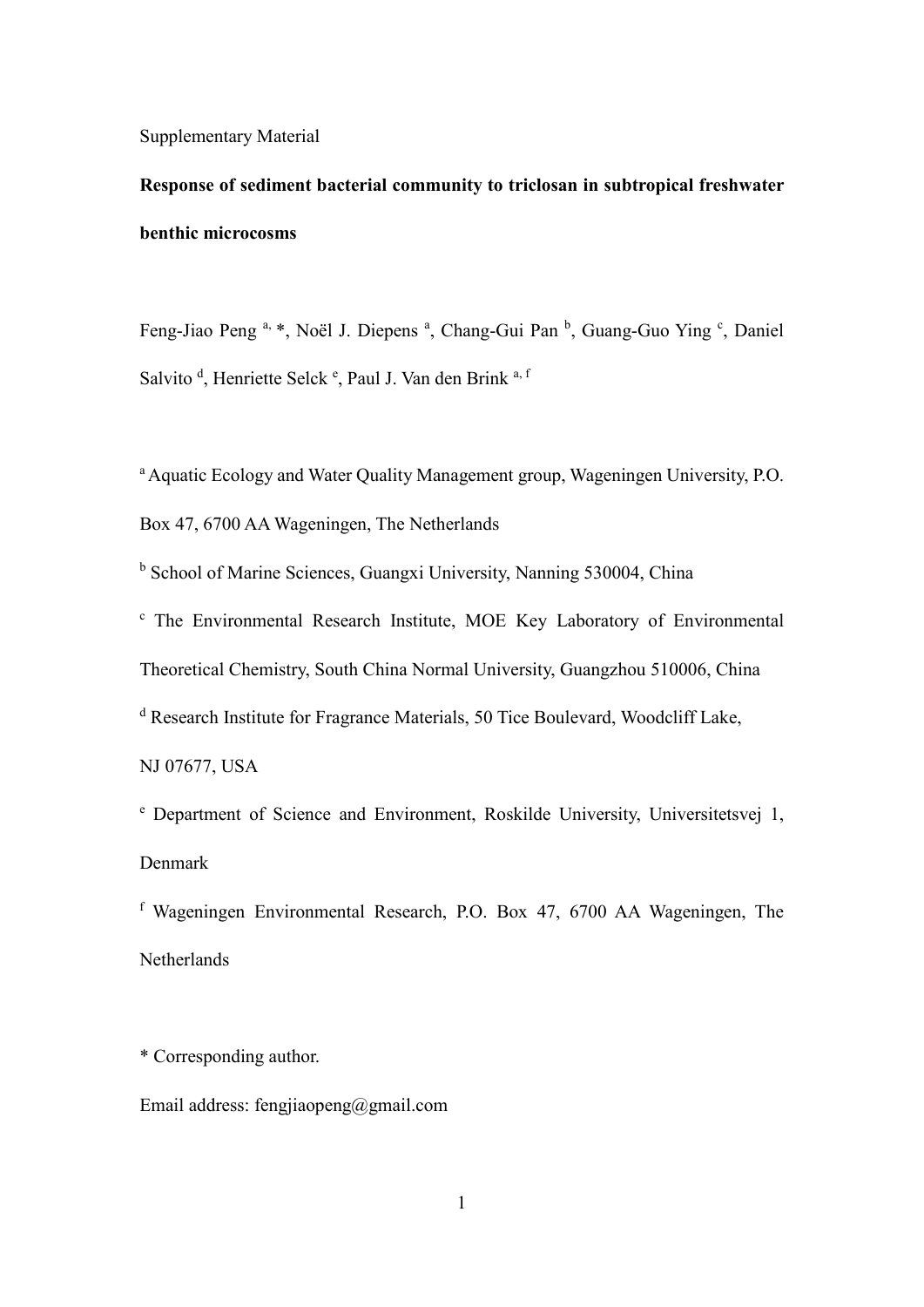Supplementary Material

**Response of sediment bacterial community to triclosan in subtropical freshwater benthic microcosms**

Feng-Jiao Peng [a, *], Noël J. Diepens [a], Chang-Gui Pan [b], Guang-Guo Ying [c], Daniel Salvito [d], Henriette Selck [e], Paul J. Van den Brink [a, f]

[a] Aquatic Ecology and Water Quality Management group, Wageningen University, P.O. Box 47, 6700 AA Wageningen, The Netherlands

[b] School of Marine Sciences, Guangxi University, Nanning 530004, China

[c] The Environmental Research Institute, MOE Key Laboratory of Environmental Theoretical Chemistry, South China Normal University, Guangzhou 510006, China

[d] Research Institute for Fragrance Materials, 50 Tice Boulevard, Woodcliff Lake, NJ 07677, USA

[e] Department of Science and Environment, Roskilde University, Universitetsvej 1, Denmark

[f] Wageningen Environmental Research, P.O. Box 47, 6700 AA Wageningen, The Netherlands

* Corresponding author.

Email address: fengjiaopeng@gmail.com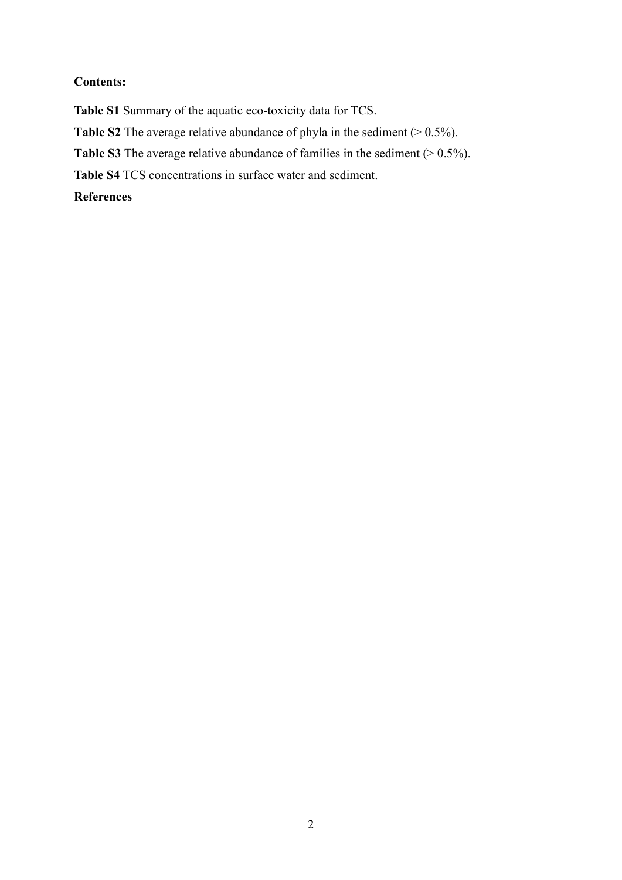**Contents:**

**Table S1** Summary of the aquatic eco-toxicity data for TCS.

**Table S2** The average relative abundance of phyla in the sediment (> 0.5%).

**Table S3** The average relative abundance of families in the sediment (> 0.5%).

**Table S4** TCS concentrations in surface water and sediment.

**References**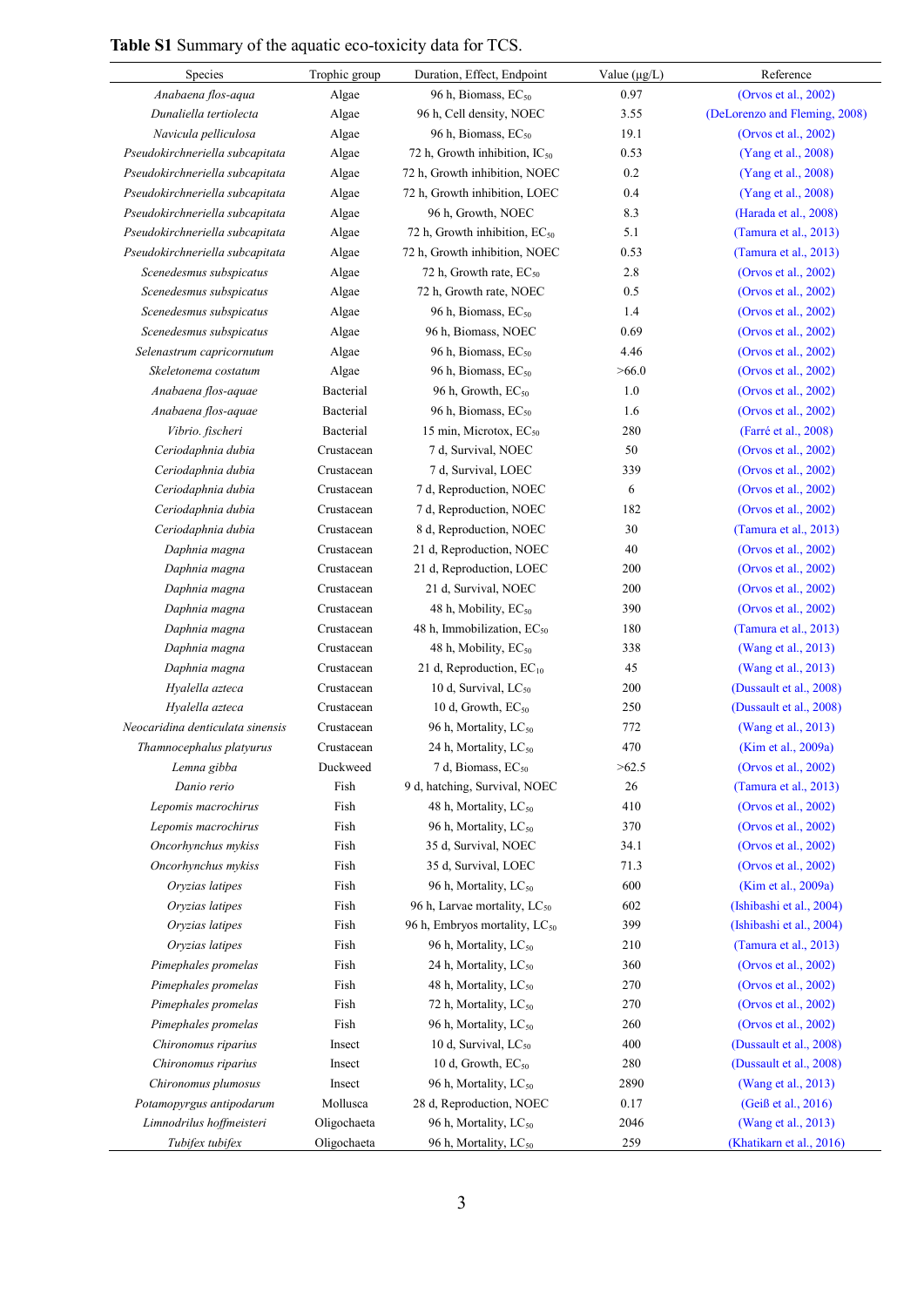**Table S1** Summary of the aquatic eco-toxicity data for TCS.

| Species | Trophic group | Duration, Effect, Endpoint | Value (μg/L) | Reference |
|---|---|---|---|---|
| *Anabaena flos-aqua* | Algae | 96 h, Biomass, $EC_{50}$ | 0.97 | (Orvos et al., 2002) |
| *Dunaliella tertiolecta* | Algae | 96 h, Cell density, NOEC | 3.55 | (DeLorenzo and Fleming, 2008) |
| *Navicula pelliculosa* | Algae | 96 h, Biomass, $EC_{50}$ | 19.1 | (Orvos et al., 2002) |
| *Pseudokirchneriella subcapitata* | Algae | 72 h, Growth inhibition, $IC_{50}$ | 0.53 | (Yang et al., 2008) |
| *Pseudokirchneriella subcapitata* | Algae | 72 h, Growth inhibition, NOEC | 0.2 | (Yang et al., 2008) |
| *Pseudokirchneriella subcapitata* | Algae | 72 h, Growth inhibition, LOEC | 0.4 | (Yang et al., 2008) |
| *Pseudokirchneriella subcapitata* | Algae | 96 h, Growth, NOEC | 8.3 | (Harada et al., 2008) |
| *Pseudokirchneriella subcapitata* | Algae | 72 h, Growth inhibition, $EC_{50}$ | 5.1 | (Tamura et al., 2013) |
| *Pseudokirchneriella subcapitata* | Algae | 72 h, Growth inhibition, NOEC | 0.53 | (Tamura et al., 2013) |
| *Scenedesmus subspicatus* | Algae | 72 h, Growth rate, $EC_{50}$ | 2.8 | (Orvos et al., 2002) |
| *Scenedesmus subspicatus* | Algae | 72 h, Growth rate, NOEC | 0.5 | (Orvos et al., 2002) |
| *Scenedesmus subspicatus* | Algae | 96 h, Biomass, $EC_{50}$ | 1.4 | (Orvos et al., 2002) |
| *Scenedesmus subspicatus* | Algae | 96 h, Biomass, NOEC | 0.69 | (Orvos et al., 2002) |
| *Selenastrum capricornutum* | Algae | 96 h, Biomass, $EC_{50}$ | 4.46 | (Orvos et al., 2002) |
| *Skeletonema costatum* | Algae | 96 h, Biomass, $EC_{50}$ | >66.0 | (Orvos et al., 2002) |
| *Anabaena flos-aquae* | Bacterial | 96 h, Growth, $EC_{50}$ | 1.0 | (Orvos et al., 2002) |
| *Anabaena flos-aquae* | Bacterial | 96 h, Biomass, $EC_{50}$ | 1.6 | (Orvos et al., 2002) |
| *Vibrio. fischeri* | Bacterial | 15 min, Microtox, $EC_{50}$ | 280 | (Farré et al., 2008) |
| *Ceriodaphnia dubia* | Crustacean | 7 d, Survival, NOEC | 50 | (Orvos et al., 2002) |
| *Ceriodaphnia dubia* | Crustacean | 7 d, Survival, LOEC | 339 | (Orvos et al., 2002) |
| *Ceriodaphnia dubia* | Crustacean | 7 d, Reproduction, NOEC | 6 | (Orvos et al., 2002) |
| *Ceriodaphnia dubia* | Crustacean | 7 d, Reproduction, NOEC | 182 | (Orvos et al., 2002) |
| *Ceriodaphnia dubia* | Crustacean | 8 d, Reproduction, NOEC | 30 | (Tamura et al., 2013) |
| *Daphnia magna* | Crustacean | 21 d, Reproduction, NOEC | 40 | (Orvos et al., 2002) |
| *Daphnia magna* | Crustacean | 21 d, Reproduction, LOEC | 200 | (Orvos et al., 2002) |
| *Daphnia magna* | Crustacean | 21 d, Survival, NOEC | 200 | (Orvos et al., 2002) |
| *Daphnia magna* | Crustacean | 48 h, Mobility, $EC_{50}$ | 390 | (Orvos et al., 2002) |
| *Daphnia magna* | Crustacean | 48 h, Immobilization, $EC_{50}$ | 180 | (Tamura et al., 2013) |
| *Daphnia magna* | Crustacean | 48 h, Mobility, $EC_{50}$ | 338 | (Wang et al., 2013) |
| *Daphnia magna* | Crustacean | 21 d, Reproduction, $EC_{10}$ | 45 | (Wang et al., 2013) |
| *Hyalella azteca* | Crustacean | 10 d, Survival, $LC_{50}$ | 200 | (Dussault et al., 2008) |
| *Hyalella azteca* | Crustacean | 10 d, Growth, $EC_{50}$ | 250 | (Dussault et al., 2008) |
| *Neocaridina denticulata sinensis* | Crustacean | 96 h, Mortality, $LC_{50}$ | 772 | (Wang et al., 2013) |
| *Thamnocephalus platyurus* | Crustacean | 24 h, Mortality, $LC_{50}$ | 470 | (Kim et al., 2009a) |
| *Lemna gibba* | Duckweed | 7 d, Biomass, $EC_{50}$ | >62.5 | (Orvos et al., 2002) |
| *Danio rerio* | Fish | 9 d, hatching, Survival, NOEC | 26 | (Tamura et al., 2013) |
| *Lepomis macrochirus* | Fish | 48 h, Mortality, $LC_{50}$ | 410 | (Orvos et al., 2002) |
| *Lepomis macrochirus* | Fish | 96 h, Mortality, $LC_{50}$ | 370 | (Orvos et al., 2002) |
| *Oncorhynchus mykiss* | Fish | 35 d, Survival, NOEC | 34.1 | (Orvos et al., 2002) |
| *Oncorhynchus mykiss* | Fish | 35 d, Survival, LOEC | 71.3 | (Orvos et al., 2002) |
| *Oryzias latipes* | Fish | 96 h, Mortality, $LC_{50}$ | 600 | (Kim et al., 2009a) |
| *Oryzias latipes* | Fish | 96 h, Larvae mortality, $LC_{50}$ | 602 | (Ishibashi et al., 2004) |
| *Oryzias latipes* | Fish | 96 h, Embryos mortality, $LC_{50}$ | 399 | (Ishibashi et al., 2004) |
| *Oryzias latipes* | Fish | 96 h, Mortality, $LC_{50}$ | 210 | (Tamura et al., 2013) |
| *Pimephales promelas* | Fish | 24 h, Mortality, $LC_{50}$ | 360 | (Orvos et al., 2002) |
| *Pimephales promelas* | Fish | 48 h, Mortality, $LC_{50}$ | 270 | (Orvos et al., 2002) |
| *Pimephales promelas* | Fish | 72 h, Mortality, $LC_{50}$ | 270 | (Orvos et al., 2002) |
| *Pimephales promelas* | Fish | 96 h, Mortality, $LC_{50}$ | 260 | (Orvos et al., 2002) |
| *Chironomus riparius* | Insect | 10 d, Survival, $LC_{50}$ | 400 | (Dussault et al., 2008) |
| *Chironomus riparius* | Insect | 10 d, Growth, $EC_{50}$ | 280 | (Dussault et al., 2008) |
| *Chironomus plumosus* | Insect | 96 h, Mortality, $LC_{50}$ | 2890 | (Wang et al., 2013) |
| *Potamopyrgus antipodarum* | Mollusca | 28 d, Reproduction, NOEC | 0.17 | (Geiß et al., 2016) |
| *Limnodrilus hoffmeisteri* | Oligochaeta | 96 h, Mortality, $LC_{50}$ | 2046 | (Wang et al., 2013) |
| *Tubifex tubifex* | Oligochaeta | 96 h, Mortality, $LC_{50}$ | 259 | (Khatikarn et al., 2016) |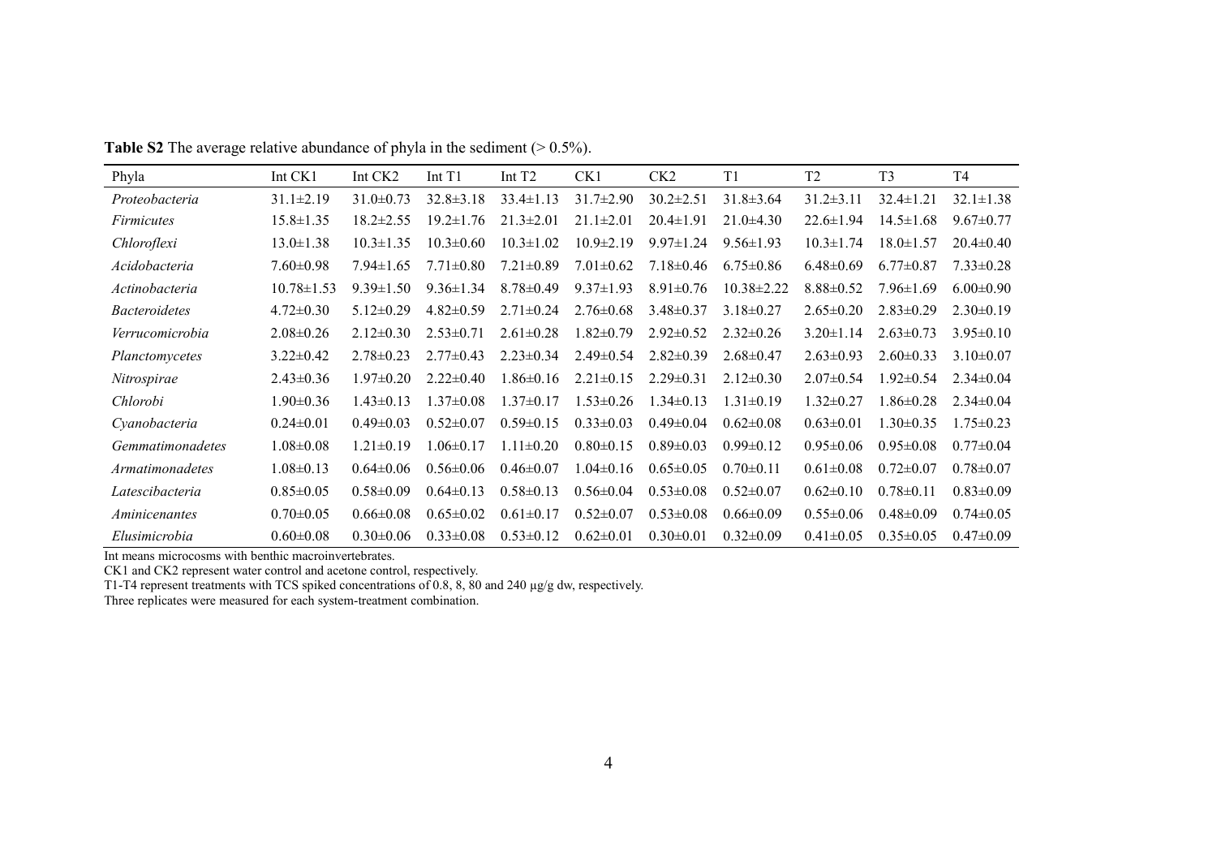**Table S2** The average relative abundance of phyla in the sediment (> 0.5%).

| Phyla | Int CK1 | Int CK2 | Int T1 | Int T2 | CK1 | CK2 | T1 | T2 | T3 | T4 |
|---|---|---|---|---|---|---|---|---|---|---|
| *Proteobacteria* | 31.1±2.19 | 31.0±0.73 | 32.8±3.18 | 33.4±1.13 | 31.7±2.90 | 30.2±2.51 | 31.8±3.64 | 31.2±3.11 | 32.4±1.21 | 32.1±1.38 |
| *Firmicutes* | 15.8±1.35 | 18.2±2.55 | 19.2±1.76 | 21.3±2.01 | 21.1±2.01 | 20.4±1.91 | 21.0±4.30 | 22.6±1.94 | 14.5±1.68 | 9.67±0.77 |
| *Chloroflexi* | 13.0±1.38 | 10.3±1.35 | 10.3±0.60 | 10.3±1.02 | 10.9±2.19 | 9.97±1.24 | 9.56±1.93 | 10.3±1.74 | 18.0±1.57 | 20.4±0.40 |
| *Acidobacteria* | 7.60±0.98 | 7.94±1.65 | 7.71±0.80 | 7.21±0.89 | 7.01±0.62 | 7.18±0.46 | 6.75±0.86 | 6.48±0.69 | 6.77±0.87 | 7.33±0.28 |
| *Actinobacteria* | 10.78±1.53 | 9.39±1.50 | 9.36±1.34 | 8.78±0.49 | 9.37±1.93 | 8.91±0.76 | 10.38±2.22 | 8.88±0.52 | 7.96±1.69 | 6.00±0.90 |
| *Bacteroidetes* | 4.72±0.30 | 5.12±0.29 | 4.82±0.59 | 2.71±0.24 | 2.76±0.68 | 3.48±0.37 | 3.18±0.27 | 2.65±0.20 | 2.83±0.29 | 2.30±0.19 |
| *Verrucomicrobia* | 2.08±0.26 | 2.12±0.30 | 2.53±0.71 | 2.61±0.28 | 1.82±0.79 | 2.92±0.52 | 2.32±0.26 | 3.20±1.14 | 2.63±0.73 | 3.95±0.10 |
| *Planctomycetes* | 3.22±0.42 | 2.78±0.23 | 2.77±0.43 | 2.23±0.34 | 2.49±0.54 | 2.82±0.39 | 2.68±0.47 | 2.63±0.93 | 2.60±0.33 | 3.10±0.07 |
| *Nitrospirae* | 2.43±0.36 | 1.97±0.20 | 2.22±0.40 | 1.86±0.16 | 2.21±0.15 | 2.29±0.31 | 2.12±0.30 | 2.07±0.54 | 1.92±0.54 | 2.34±0.04 |
| *Chlorobi* | 1.90±0.36 | 1.43±0.13 | 1.37±0.08 | 1.37±0.17 | 1.53±0.26 | 1.34±0.13 | 1.31±0.19 | 1.32±0.27 | 1.86±0.28 | 2.34±0.04 |
| *Cyanobacteria* | 0.24±0.01 | 0.49±0.03 | 0.52±0.07 | 0.59±0.15 | 0.33±0.03 | 0.49±0.04 | 0.62±0.08 | 0.63±0.01 | 1.30±0.35 | 1.75±0.23 |
| *Gemmatimonadetes* | 1.08±0.08 | 1.21±0.19 | 1.06±0.17 | 1.11±0.20 | 0.80±0.15 | 0.89±0.03 | 0.99±0.12 | 0.95±0.06 | 0.95±0.08 | 0.77±0.04 |
| *Armatimonadetes* | 1.08±0.13 | 0.64±0.06 | 0.56±0.06 | 0.46±0.07 | 1.04±0.16 | 0.65±0.05 | 0.70±0.11 | 0.61±0.08 | 0.72±0.07 | 0.78±0.07 |
| *Latescibacteria* | 0.85±0.05 | 0.58±0.09 | 0.64±0.13 | 0.58±0.13 | 0.56±0.04 | 0.53±0.08 | 0.52±0.07 | 0.62±0.10 | 0.78±0.11 | 0.83±0.09 |
| *Aminicenantes* | 0.70±0.05 | 0.66±0.08 | 0.65±0.02 | 0.61±0.17 | 0.52±0.07 | 0.53±0.08 | 0.66±0.09 | 0.55±0.06 | 0.48±0.09 | 0.74±0.05 |
| *Elusimicrobia* | 0.60±0.08 | 0.30±0.06 | 0.33±0.08 | 0.53±0.12 | 0.62±0.01 | 0.30±0.01 | 0.32±0.09 | 0.41±0.05 | 0.35±0.05 | 0.47±0.09 |

Int means microcosms with benthic macroinvertebrates.
CK1 and CK2 represent water control and acetone control, respectively.
T1-T4 represent treatments with TCS spiked concentrations of 0.8, 8, 80 and 240 μg/g dw, respectively.
Three replicates were measured for each system-treatment combination.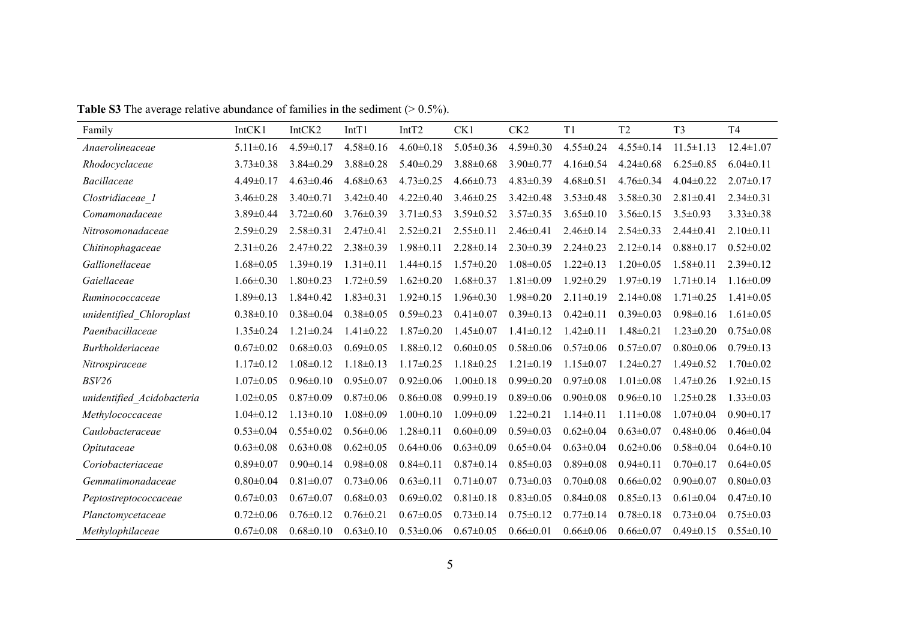**Table S3** The average relative abundance of families in the sediment (> 0.5%).

| Family | IntCK1 | IntCK2 | IntT1 | IntT2 | CK1 | CK2 | T1 | T2 | T3 | T4 |
|---|---|---|---|---|---|---|---|---|---|---|
| *Anaerolineaceae* | 5.11±0.16 | 4.59±0.17 | 4.58±0.16 | 4.60±0.18 | 5.05±0.36 | 4.59±0.30 | 4.55±0.24 | 4.55±0.14 | 11.5±1.13 | 12.4±1.07 |
| *Rhodocyclaceae* | 3.73±0.38 | 3.84±0.29 | 3.88±0.28 | 5.40±0.29 | 3.88±0.68 | 3.90±0.77 | 4.16±0.54 | 4.24±0.68 | 6.25±0.85 | 6.04±0.11 |
| *Bacillaceae* | 4.49±0.17 | 4.63±0.46 | 4.68±0.63 | 4.73±0.25 | 4.66±0.73 | 4.83±0.39 | 4.68±0.51 | 4.76±0.34 | 4.04±0.22 | 2.07±0.17 |
| *Clostridiaceae_1* | 3.46±0.28 | 3.40±0.71 | 3.42±0.40 | 4.22±0.40 | 3.46±0.25 | 3.42±0.48 | 3.53±0.48 | 3.58±0.30 | 2.81±0.41 | 2.34±0.31 |
| *Comamonadaceae* | 3.89±0.44 | 3.72±0.60 | 3.76±0.39 | 3.71±0.53 | 3.59±0.52 | 3.57±0.35 | 3.65±0.10 | 3.56±0.15 | 3.5±0.93 | 3.33±0.38 |
| *Nitrosomonadaceae* | 2.59±0.29 | 2.58±0.31 | 2.47±0.41 | 2.52±0.21 | 2.55±0.11 | 2.46±0.41 | 2.46±0.14 | 2.54±0.33 | 2.44±0.41 | 2.10±0.11 |
| *Chitinophagaceae* | 2.31±0.26 | 2.47±0.22 | 2.38±0.39 | 1.98±0.11 | 2.28±0.14 | 2.30±0.39 | 2.24±0.23 | 2.12±0.14 | 0.88±0.17 | 0.52±0.02 |
| *Gallionellaceae* | 1.68±0.05 | 1.39±0.19 | 1.31±0.11 | 1.44±0.15 | 1.57±0.20 | 1.08±0.05 | 1.22±0.13 | 1.20±0.05 | 1.58±0.11 | 2.39±0.12 |
| *Gaiellaceae* | 1.66±0.30 | 1.80±0.23 | 1.72±0.59 | 1.62±0.20 | 1.68±0.37 | 1.81±0.09 | 1.92±0.29 | 1.97±0.19 | 1.71±0.14 | 1.16±0.09 |
| *Ruminococcaceae* | 1.89±0.13 | 1.84±0.42 | 1.83±0.31 | 1.92±0.15 | 1.96±0.30 | 1.98±0.20 | 2.11±0.19 | 2.14±0.08 | 1.71±0.25 | 1.41±0.05 |
| *unidentified_Chloroplast* | 0.38±0.10 | 0.38±0.04 | 0.38±0.05 | 0.59±0.23 | 0.41±0.07 | 0.39±0.13 | 0.42±0.11 | 0.39±0.03 | 0.98±0.16 | 1.61±0.05 |
| *Paenibacillaceae* | 1.35±0.24 | 1.21±0.24 | 1.41±0.22 | 1.87±0.20 | 1.45±0.07 | 1.41±0.12 | 1.42±0.11 | 1.48±0.21 | 1.23±0.20 | 0.75±0.08 |
| *Burkholderiaceae* | 0.67±0.02 | 0.68±0.03 | 0.69±0.05 | 1.88±0.12 | 0.60±0.05 | 0.58±0.06 | 0.57±0.06 | 0.57±0.07 | 0.80±0.06 | 0.79±0.13 |
| *Nitrospiraceae* | 1.17±0.12 | 1.08±0.12 | 1.18±0.13 | 1.17±0.25 | 1.18±0.25 | 1.21±0.19 | 1.15±0.07 | 1.24±0.27 | 1.49±0.52 | 1.70±0.02 |
| *BSV26* | 1.07±0.05 | 0.96±0.10 | 0.95±0.07 | 0.92±0.06 | 1.00±0.18 | 0.99±0.20 | 0.97±0.08 | 1.01±0.08 | 1.47±0.26 | 1.92±0.15 |
| *unidentified_Acidobacteria* | 1.02±0.05 | 0.87±0.09 | 0.87±0.06 | 0.86±0.08 | 0.99±0.19 | 0.89±0.06 | 0.90±0.08 | 0.96±0.10 | 1.25±0.28 | 1.33±0.03 |
| *Methylococcaceae* | 1.04±0.12 | 1.13±0.10 | 1.08±0.09 | 1.00±0.10 | 1.09±0.09 | 1.22±0.21 | 1.14±0.11 | 1.11±0.08 | 1.07±0.04 | 0.90±0.17 |
| *Caulobacteraceae* | 0.53±0.04 | 0.55±0.02 | 0.56±0.06 | 1.28±0.11 | 0.60±0.09 | 0.59±0.03 | 0.62±0.04 | 0.63±0.07 | 0.48±0.06 | 0.46±0.04 |
| *Opitutaceae* | 0.63±0.08 | 0.63±0.08 | 0.62±0.05 | 0.64±0.06 | 0.63±0.09 | 0.65±0.04 | 0.63±0.04 | 0.62±0.06 | 0.58±0.04 | 0.64±0.10 |
| *Coriobacteriaceae* | 0.89±0.07 | 0.90±0.14 | 0.98±0.08 | 0.84±0.11 | 0.87±0.14 | 0.85±0.03 | 0.89±0.08 | 0.94±0.11 | 0.70±0.17 | 0.64±0.05 |
| *Gemmatimonadaceae* | 0.80±0.04 | 0.81±0.07 | 0.73±0.06 | 0.63±0.11 | 0.71±0.07 | 0.73±0.03 | 0.70±0.08 | 0.66±0.02 | 0.90±0.07 | 0.80±0.03 |
| *Peptostreptococcaceae* | 0.67±0.03 | 0.67±0.07 | 0.68±0.03 | 0.69±0.02 | 0.81±0.18 | 0.83±0.05 | 0.84±0.08 | 0.85±0.13 | 0.61±0.04 | 0.47±0.10 |
| *Planctomycetaceae* | 0.72±0.06 | 0.76±0.12 | 0.76±0.21 | 0.67±0.05 | 0.73±0.14 | 0.75±0.12 | 0.77±0.14 | 0.78±0.18 | 0.73±0.04 | 0.75±0.03 |
| *Methylophilaceae* | 0.67±0.08 | 0.68±0.10 | 0.63±0.10 | 0.53±0.06 | 0.67±0.05 | 0.66±0.01 | 0.66±0.06 | 0.66±0.07 | 0.49±0.15 | 0.55±0.10 |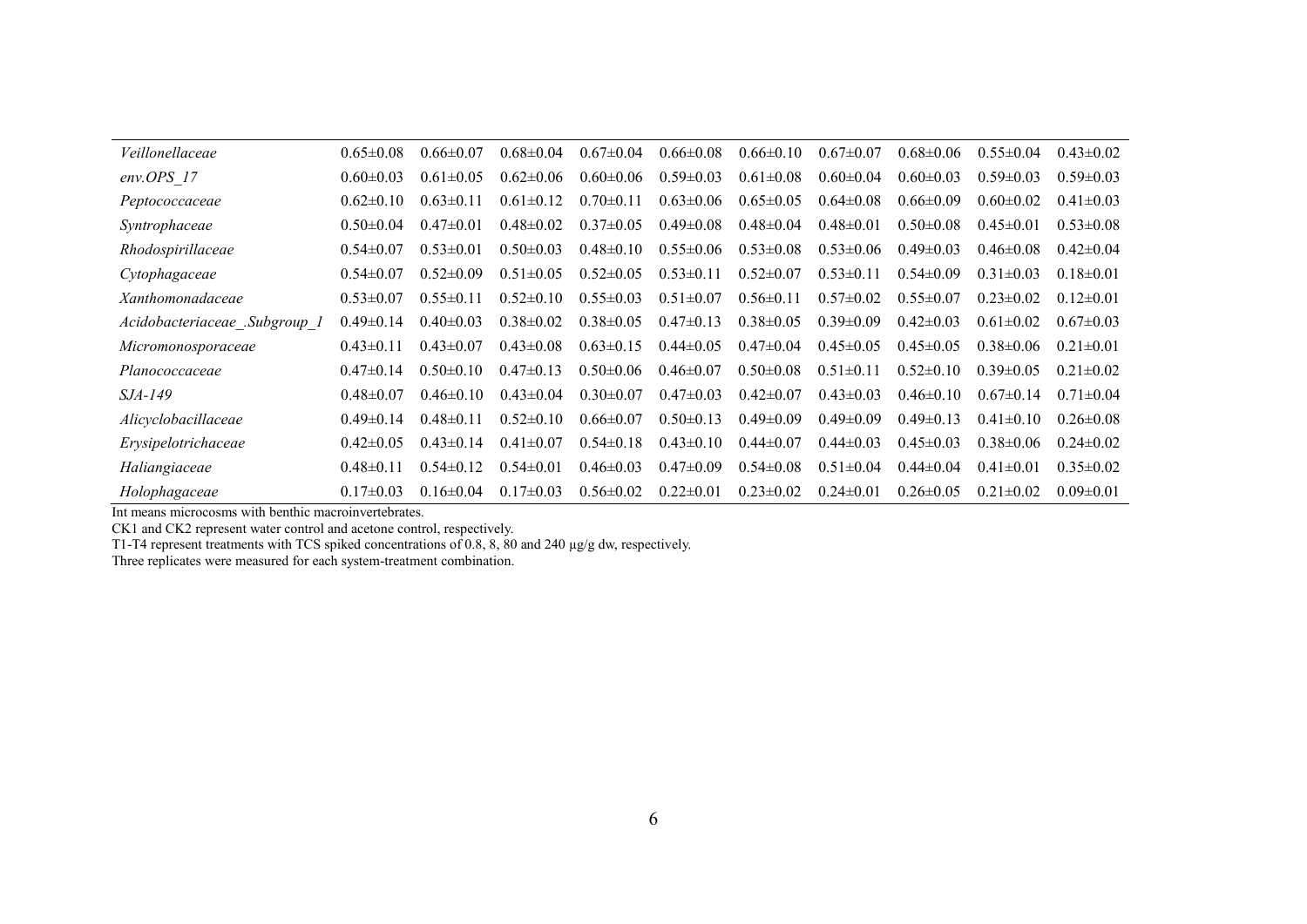| | | | | | | | | | | |
|---|---|---|---|---|---|---|---|---|---|---|
| *Veillonellaceae* | 0.65±0.08 | 0.66±0.07 | 0.68±0.04 | 0.67±0.04 | 0.66±0.08 | 0.66±0.10 | 0.67±0.07 | 0.68±0.06 | 0.55±0.04 | 0.43±0.02 |
| *env.OPS_17* | 0.60±0.03 | 0.61±0.05 | 0.62±0.06 | 0.60±0.06 | 0.59±0.03 | 0.61±0.08 | 0.60±0.04 | 0.60±0.03 | 0.59±0.03 | 0.59±0.03 |
| *Peptococcaceae* | 0.62±0.10 | 0.63±0.11 | 0.61±0.12 | 0.70±0.11 | 0.63±0.06 | 0.65±0.05 | 0.64±0.08 | 0.66±0.09 | 0.60±0.02 | 0.41±0.03 |
| *Syntrophaceae* | 0.50±0.04 | 0.47±0.01 | 0.48±0.02 | 0.37±0.05 | 0.49±0.08 | 0.48±0.04 | 0.48±0.01 | 0.50±0.08 | 0.45±0.01 | 0.53±0.08 |
| *Rhodospirillaceae* | 0.54±0.07 | 0.53±0.01 | 0.50±0.03 | 0.48±0.10 | 0.55±0.06 | 0.53±0.08 | 0.53±0.06 | 0.49±0.03 | 0.46±0.08 | 0.42±0.04 |
| *Cytophagaceae* | 0.54±0.07 | 0.52±0.09 | 0.51±0.05 | 0.52±0.05 | 0.53±0.11 | 0.52±0.07 | 0.53±0.11 | 0.54±0.09 | 0.31±0.03 | 0.18±0.01 |
| *Xanthomonadaceae* | 0.53±0.07 | 0.55±0.11 | 0.52±0.10 | 0.55±0.03 | 0.51±0.07 | 0.56±0.11 | 0.57±0.02 | 0.55±0.07 | 0.23±0.02 | 0.12±0.01 |
| *Acidobacteriaceae_.Subgroup_1* | 0.49±0.14 | 0.40±0.03 | 0.38±0.02 | 0.38±0.05 | 0.47±0.13 | 0.38±0.05 | 0.39±0.09 | 0.42±0.03 | 0.61±0.02 | 0.67±0.03 |
| *Micromonosporaceae* | 0.43±0.11 | 0.43±0.07 | 0.43±0.08 | 0.63±0.15 | 0.44±0.05 | 0.47±0.04 | 0.45±0.05 | 0.45±0.05 | 0.38±0.06 | 0.21±0.01 |
| *Planococcaceae* | 0.47±0.14 | 0.50±0.10 | 0.47±0.13 | 0.50±0.06 | 0.46±0.07 | 0.50±0.08 | 0.51±0.11 | 0.52±0.10 | 0.39±0.05 | 0.21±0.02 |
| *SJA-149* | 0.48±0.07 | 0.46±0.10 | 0.43±0.04 | 0.30±0.07 | 0.47±0.03 | 0.42±0.07 | 0.43±0.03 | 0.46±0.10 | 0.67±0.14 | 0.71±0.04 |
| *Alicyclobacillaceae* | 0.49±0.14 | 0.48±0.11 | 0.52±0.10 | 0.66±0.07 | 0.50±0.13 | 0.49±0.09 | 0.49±0.09 | 0.49±0.13 | 0.41±0.10 | 0.26±0.08 |
| *Erysipelotrichaceae* | 0.42±0.05 | 0.43±0.14 | 0.41±0.07 | 0.54±0.18 | 0.43±0.10 | 0.44±0.07 | 0.44±0.03 | 0.45±0.03 | 0.38±0.06 | 0.24±0.02 |
| *Haliangiaceae* | 0.48±0.11 | 0.54±0.12 | 0.54±0.01 | 0.46±0.03 | 0.47±0.09 | 0.54±0.08 | 0.51±0.04 | 0.44±0.04 | 0.41±0.01 | 0.35±0.02 |
| *Holophagaceae* | 0.17±0.03 | 0.16±0.04 | 0.17±0.03 | 0.56±0.02 | 0.22±0.01 | 0.23±0.02 | 0.24±0.01 | 0.26±0.05 | 0.21±0.02 | 0.09±0.01 |

Int means microcosms with benthic macroinvertebrates.

CK1 and CK2 represent water control and acetone control, respectively.

T1-T4 represent treatments with TCS spiked concentrations of 0.8, 8, 80 and 240 μg/g dw, respectively.

Three replicates were measured for each system-treatment combination.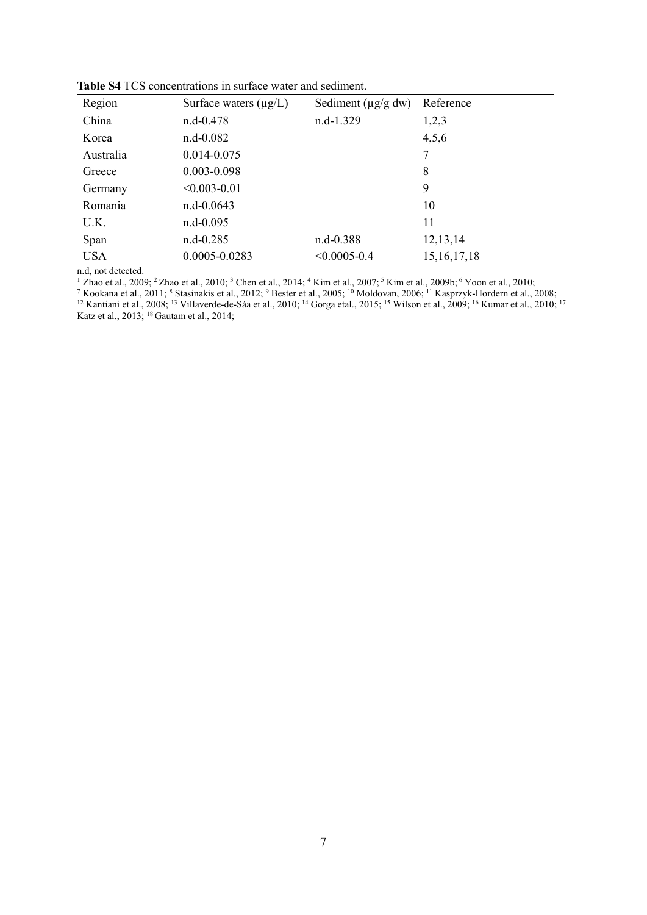**Table S4** TCS concentrations in surface water and sediment.

| Region | Surface waters (μg/L) | Sediment (μg/g dw) | Reference |
|---|---|---|---|
| China | n.d-0.478 | n.d-1.329 | 1,2,3 |
| Korea | n.d-0.082 | | 4,5,6 |
| Australia | 0.014-0.075 | | 7 |
| Greece | 0.003-0.098 | | 8 |
| Germany | <0.003-0.01 | | 9 |
| Romania | n.d-0.0643 | | 10 |
| U.K. | n.d-0.095 | | 11 |
| Span | n.d-0.285 | n.d-0.388 | 12,13,14 |
| USA | 0.0005-0.0283 | <0.0005-0.4 | 15,16,17,18 |

n.d, not detected.

[1] Zhao et al., 2009; [2] Zhao et al., 2010; [3] Chen et al., 2014; [4] Kim et al., 2007; [5] Kim et al., 2009b; [6] Yoon et al., 2010; [7] Kookana et al., 2011; [8] Stasinakis et al., 2012; [9] Bester et al., 2005; [10] Moldovan, 2006; [11] Kasprzyk-Hordern et al., 2008; [12] Kantiani et al., 2008; [13] Villaverde-de-Sáa et al., 2010; [14] Gorga etal., 2015; [15] Wilson et al., 2009; [16] Kumar et al., 2010; [17] Katz et al., 2013; [18] Gautam et al., 2014;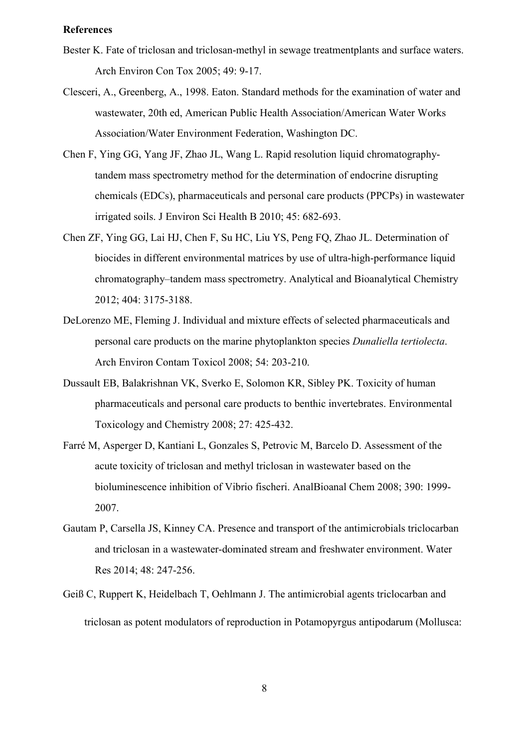**References**

Bester K. Fate of triclosan and triclosan-methyl in sewage treatmentplants and surface waters. Arch Environ Con Tox 2005; 49: 9-17.

Clesceri, A., Greenberg, A., 1998. Eaton. Standard methods for the examination of water and wastewater, 20th ed, American Public Health Association/American Water Works Association/Water Environment Federation, Washington DC.

Chen F, Ying GG, Yang JF, Zhao JL, Wang L. Rapid resolution liquid chromatography-tandem mass spectrometry method for the determination of endocrine disrupting chemicals (EDCs), pharmaceuticals and personal care products (PPCPs) in wastewater irrigated soils. J Environ Sci Health B 2010; 45: 682-693.

Chen ZF, Ying GG, Lai HJ, Chen F, Su HC, Liu YS, Peng FQ, Zhao JL. Determination of biocides in different environmental matrices by use of ultra-high-performance liquid chromatography–tandem mass spectrometry. Analytical and Bioanalytical Chemistry 2012; 404: 3175-3188.

DeLorenzo ME, Fleming J. Individual and mixture effects of selected pharmaceuticals and personal care products on the marine phytoplankton species *Dunaliella tertiolecta*. Arch Environ Contam Toxicol 2008; 54: 203-210.

Dussault EB, Balakrishnan VK, Sverko E, Solomon KR, Sibley PK. Toxicity of human pharmaceuticals and personal care products to benthic invertebrates. Environmental Toxicology and Chemistry 2008; 27: 425-432.

Farré M, Asperger D, Kantiani L, Gonzales S, Petrovic M, Barcelo D. Assessment of the acute toxicity of triclosan and methyl triclosan in wastewater based on the bioluminescence inhibition of Vibrio fischeri. AnalBioanal Chem 2008; 390: 1999-2007.

Gautam P, Carsella JS, Kinney CA. Presence and transport of the antimicrobials triclocarban and triclosan in a wastewater-dominated stream and freshwater environment. Water Res 2014; 48: 247-256.

Geiß C, Ruppert K, Heidelbach T, Oehlmann J. The antimicrobial agents triclocarban and triclosan as potent modulators of reproduction in Potamopyrgus antipodarum (Mollusca: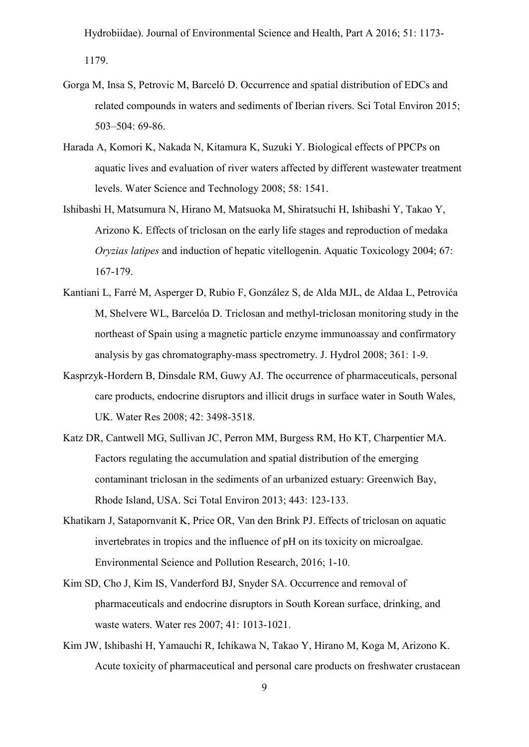Hydrobiidae). Journal of Environmental Science and Health, Part A 2016; 51: 1173-1179.

Gorga M, Insa S, Petrovic M, Barceló D. Occurrence and spatial distribution of EDCs and related compounds in waters and sediments of Iberian rivers. Sci Total Environ 2015; 503–504: 69-86.

Harada A, Komori K, Nakada N, Kitamura K, Suzuki Y. Biological effects of PPCPs on aquatic lives and evaluation of river waters affected by different wastewater treatment levels. Water Science and Technology 2008; 58: 1541.

Ishibashi H, Matsumura N, Hirano M, Matsuoka M, Shiratsuchi H, Ishibashi Y, Takao Y, Arizono K. Effects of triclosan on the early life stages and reproduction of medaka *Oryzias latipes* and induction of hepatic vitellogenin. Aquatic Toxicology 2004; 67: 167-179.

Kantiani L, Farré M, Asperger D, Rubio F, González S, de Alda MJL, de Aldaa L, Petrovića M, Shelvere WL, Barcelóa D. Triclosan and methyl-triclosan monitoring study in the northeast of Spain using a magnetic particle enzyme immunoassay and confirmatory analysis by gas chromatography-mass spectrometry. J. Hydrol 2008; 361: 1-9.

Kasprzyk-Hordern B, Dinsdale RM, Guwy AJ. The occurrence of pharmaceuticals, personal care products, endocrine disruptors and illicit drugs in surface water in South Wales, UK. Water Res 2008; 42: 3498-3518.

Katz DR, Cantwell MG, Sullivan JC, Perron MM, Burgess RM, Ho KT, Charpentier MA. Factors regulating the accumulation and spatial distribution of the emerging contaminant triclosan in the sediments of an urbanized estuary: Greenwich Bay, Rhode Island, USA. Sci Total Environ 2013; 443: 123-133.

Khatikarn J, Satapornvanit K, Price OR, Van den Brink PJ. Effects of triclosan on aquatic invertebrates in tropics and the influence of pH on its toxicity on microalgae. Environmental Science and Pollution Research, 2016; 1-10.

Kim SD, Cho J, Kim IS, Vanderford BJ, Snyder SA. Occurrence and removal of pharmaceuticals and endocrine disruptors in South Korean surface, drinking, and waste waters. Water res 2007; 41: 1013-1021.

Kim JW, Ishibashi H, Yamauchi R, Ichikawa N, Takao Y, Hirano M, Koga M, Arizono K. Acute toxicity of pharmaceutical and personal care products on freshwater crustacean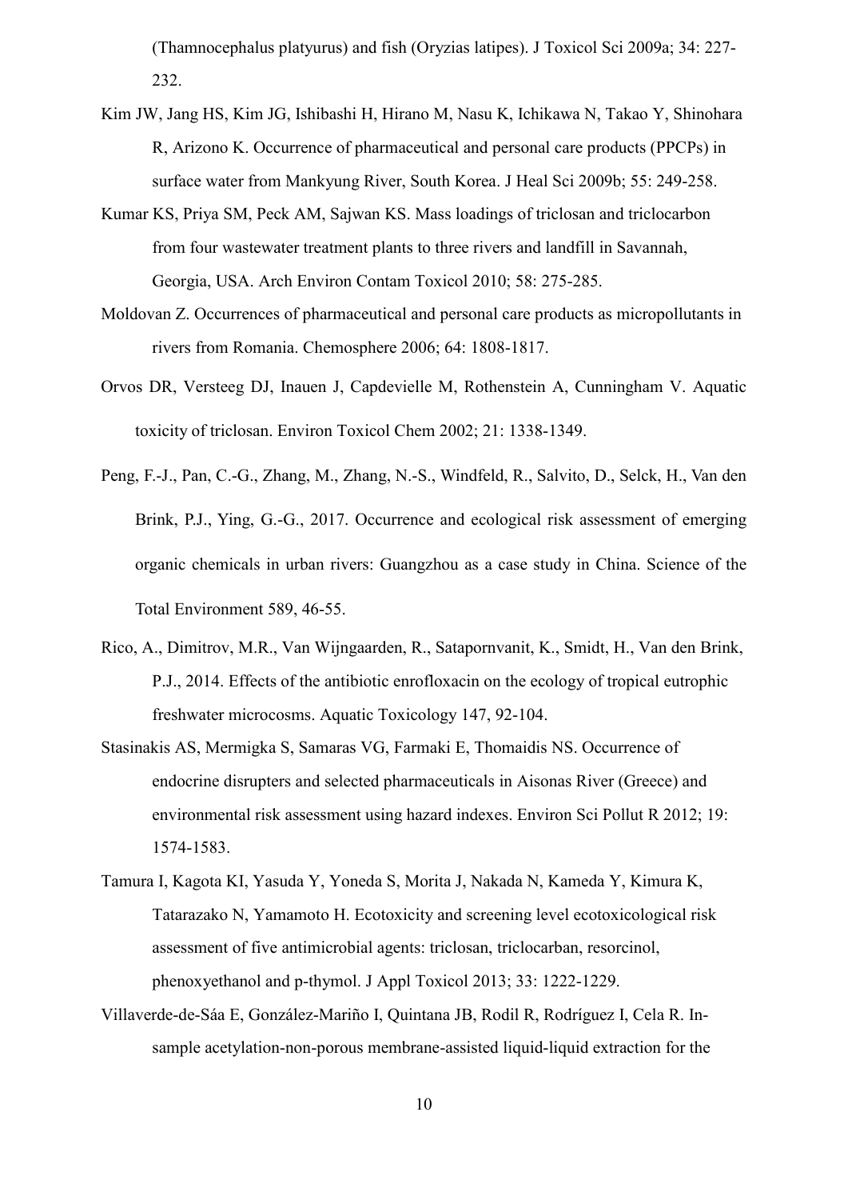(Thamnocephalus platyurus) and fish (Oryzias latipes). J Toxicol Sci 2009a; 34: 227-232.

Kim JW, Jang HS, Kim JG, Ishibashi H, Hirano M, Nasu K, Ichikawa N, Takao Y, Shinohara R, Arizono K. Occurrence of pharmaceutical and personal care products (PPCPs) in surface water from Mankyung River, South Korea. J Heal Sci 2009b; 55: 249-258.

Kumar KS, Priya SM, Peck AM, Sajwan KS. Mass loadings of triclosan and triclocarbon from four wastewater treatment plants to three rivers and landfill in Savannah, Georgia, USA. Arch Environ Contam Toxicol 2010; 58: 275-285.

Moldovan Z. Occurrences of pharmaceutical and personal care products as micropollutants in rivers from Romania. Chemosphere 2006; 64: 1808-1817.

Orvos DR, Versteeg DJ, Inauen J, Capdevielle M, Rothenstein A, Cunningham V. Aquatic toxicity of triclosan. Environ Toxicol Chem 2002; 21: 1338-1349.

Peng, F.-J., Pan, C.-G., Zhang, M., Zhang, N.-S., Windfeld, R., Salvito, D., Selck, H., Van den Brink, P.J., Ying, G.-G., 2017. Occurrence and ecological risk assessment of emerging organic chemicals in urban rivers: Guangzhou as a case study in China. Science of the Total Environment 589, 46-55.

Rico, A., Dimitrov, M.R., Van Wijngaarden, R., Satapornvanit, K., Smidt, H., Van den Brink, P.J., 2014. Effects of the antibiotic enrofloxacin on the ecology of tropical eutrophic freshwater microcosms. Aquatic Toxicology 147, 92-104.

Stasinakis AS, Mermigka S, Samaras VG, Farmaki E, Thomaidis NS. Occurrence of endocrine disrupters and selected pharmaceuticals in Aisonas River (Greece) and environmental risk assessment using hazard indexes. Environ Sci Pollut R 2012; 19: 1574-1583.

Tamura I, Kagota KI, Yasuda Y, Yoneda S, Morita J, Nakada N, Kameda Y, Kimura K, Tatarazako N, Yamamoto H. Ecotoxicity and screening level ecotoxicological risk assessment of five antimicrobial agents: triclosan, triclocarban, resorcinol, phenoxyethanol and p-thymol. J Appl Toxicol 2013; 33: 1222-1229.

Villaverde-de-Sáa E, González-Mariño I, Quintana JB, Rodil R, Rodríguez I, Cela R. In-sample acetylation-non-porous membrane-assisted liquid-liquid extraction for the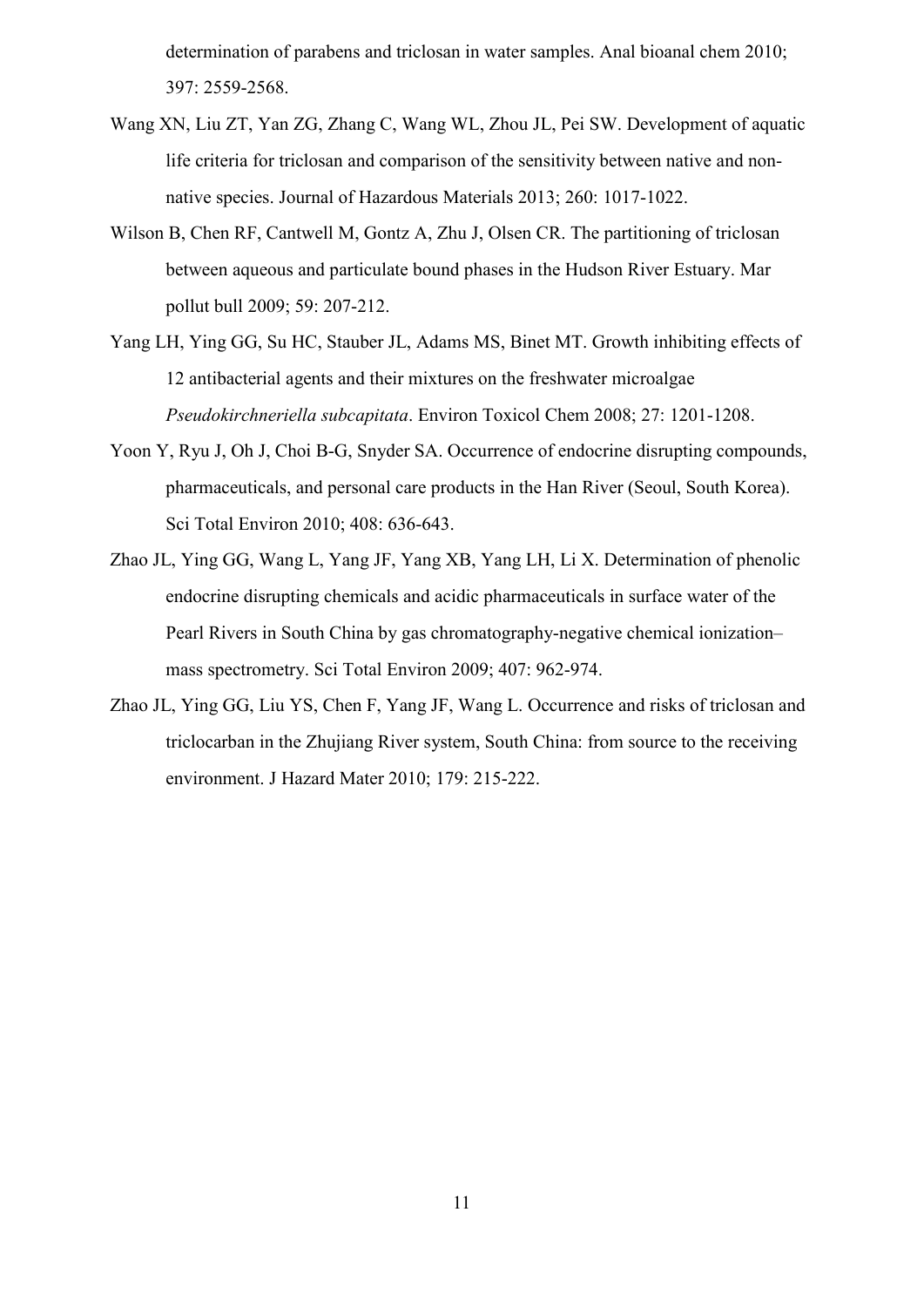determination of parabens and triclosan in water samples. Anal bioanal chem 2010; 397: 2559-2568.

Wang XN, Liu ZT, Yan ZG, Zhang C, Wang WL, Zhou JL, Pei SW. Development of aquatic life criteria for triclosan and comparison of the sensitivity between native and non-native species. Journal of Hazardous Materials 2013; 260: 1017-1022.

Wilson B, Chen RF, Cantwell M, Gontz A, Zhu J, Olsen CR. The partitioning of triclosan between aqueous and particulate bound phases in the Hudson River Estuary. Mar pollut bull 2009; 59: 207-212.

Yang LH, Ying GG, Su HC, Stauber JL, Adams MS, Binet MT. Growth inhibiting effects of 12 antibacterial agents and their mixtures on the freshwater microalgae *Pseudokirchneriella subcapitata*. Environ Toxicol Chem 2008; 27: 1201-1208.

Yoon Y, Ryu J, Oh J, Choi B-G, Snyder SA. Occurrence of endocrine disrupting compounds, pharmaceuticals, and personal care products in the Han River (Seoul, South Korea). Sci Total Environ 2010; 408: 636-643.

Zhao JL, Ying GG, Wang L, Yang JF, Yang XB, Yang LH, Li X. Determination of phenolic endocrine disrupting chemicals and acidic pharmaceuticals in surface water of the Pearl Rivers in South China by gas chromatography-negative chemical ionization–mass spectrometry. Sci Total Environ 2009; 407: 962-974.

Zhao JL, Ying GG, Liu YS, Chen F, Yang JF, Wang L. Occurrence and risks of triclosan and triclocarban in the Zhujiang River system, South China: from source to the receiving environment. J Hazard Mater 2010; 179: 215-222.